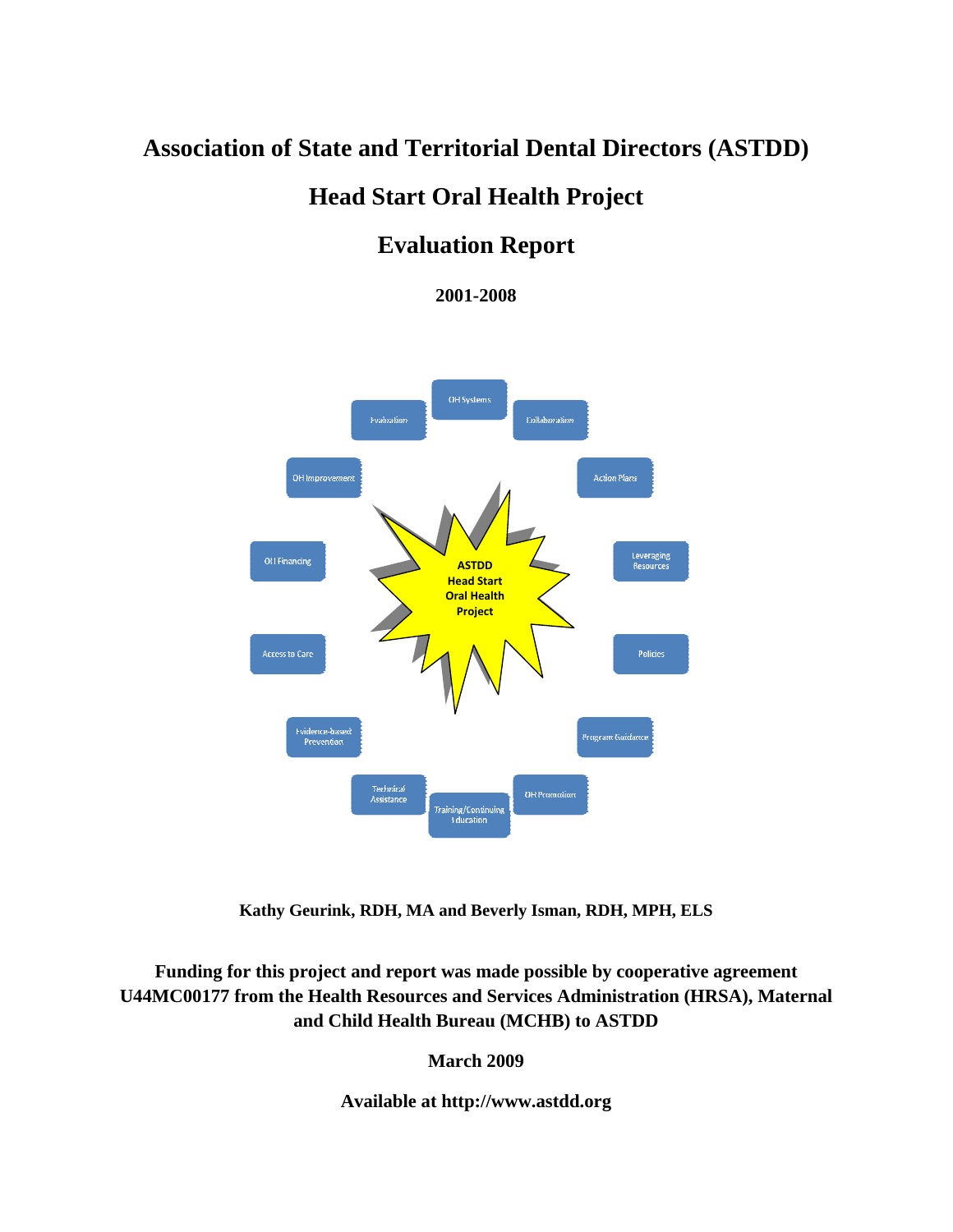# Association of State and Territorial Dental Directors (ASTDD)

# Head Start Oral Health Project

# Evaluation Report

**2001-2008**

OH Systems

Collaboration

Action Plans

Leveraging Resources

Policies

Program Guidance

OH Promotion

Training/Continuing Education

Technical Assistance

Evidence-based Prevention

Access to Care

OH Financing

OH Improvement

Evaluation

**ASTDD Head Start Oral Health Project**

**Kathy Geurink, RDH, MA and Beverly Isman, RDH, MPH, ELS**

**Funding for this project and report was made possible by cooperative agreement U44MC00177 from the Health Resources and Services Administration (HRSA), Maternal and Child Health Bureau (MCHB) to ASTDD**

**March 2009**

**Available at http://www.astdd.org**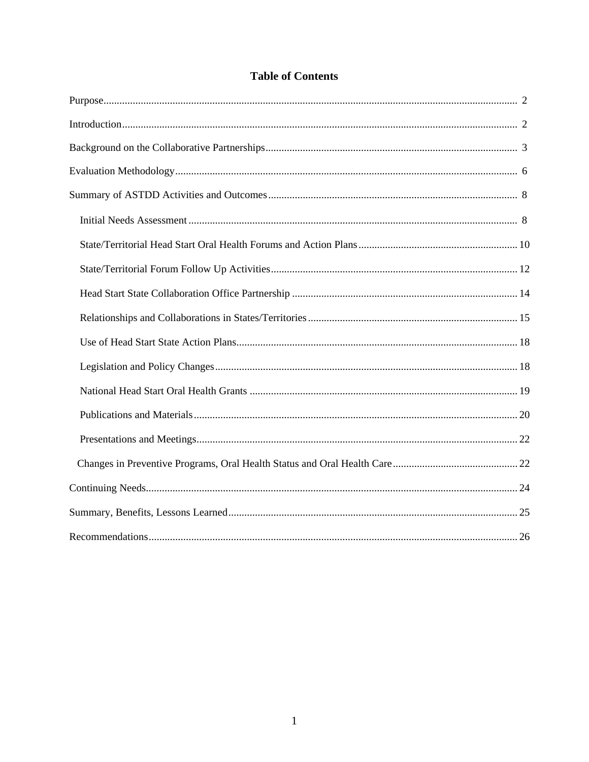# Table of Contents

Purpose........................................................................................................................................... 2

Introduction..................................................................................................................................... 2

Background on the Collaborative Partnerships............................................................................... 3

Evaluation Methodology................................................................................................................. 6

Summary of ASTDD Activities and Outcomes.............................................................................. 8

- Initial Needs Assessment............................................................................................................ 8
- State/Territorial Head Start Oral Health Forums and Action Plans............................................ 10
- State/Territorial Forum Follow Up Activities............................................................................ 12
- Head Start State Collaboration Office Partnership.................................................................... 14
- Relationships and Collaborations in States/Territories.............................................................. 15
- Use of Head Start State Action Plans......................................................................................... 18
- Legislation and Policy Changes................................................................................................. 18
- National Head Start Oral Health Grants.................................................................................... 19
- Publications and Materials......................................................................................................... 20
- Presentations and Meetings........................................................................................................ 22
- Changes in Preventive Programs, Oral Health Status and Oral Health Care.............................. 22

Continuing Needs........................................................................................................................... 24

Summary, Benefits, Lessons Learned............................................................................................ 25

Recommendations.......................................................................................................................... 26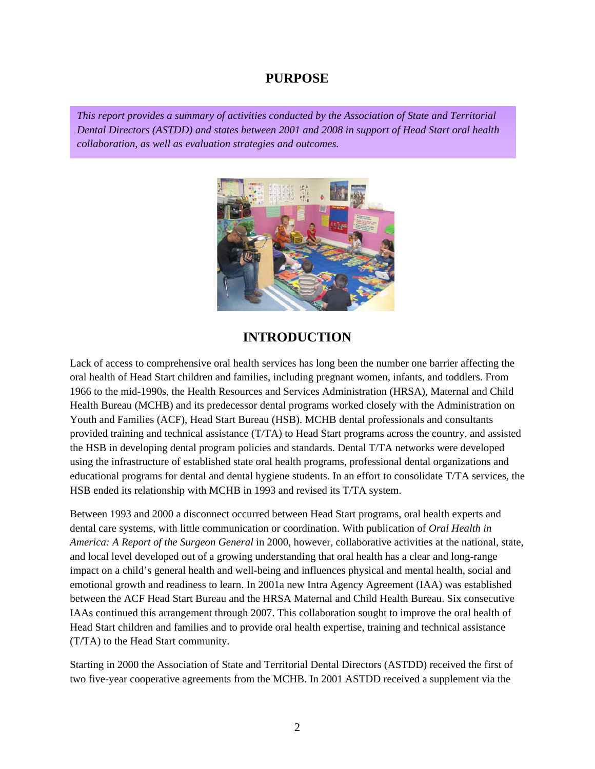## PURPOSE

*This report provides a summary of activities conducted by the Association of State and Territorial Dental Directors (ASTDD) and states between 2001 and 2008 in support of Head Start oral health collaboration, as well as evaluation strategies and outcomes.*

## INTRODUCTION

Lack of access to comprehensive oral health services has long been the number one barrier affecting the oral health of Head Start children and families, including pregnant women, infants, and toddlers. From 1966 to the mid-1990s, the Health Resources and Services Administration (HRSA), Maternal and Child Health Bureau (MCHB) and its predecessor dental programs worked closely with the Administration on Youth and Families (ACF), Head Start Bureau (HSB). MCHB dental professionals and consultants provided training and technical assistance (T/TA) to Head Start programs across the country, and assisted the HSB in developing dental program policies and standards. Dental T/TA networks were developed using the infrastructure of established state oral health programs, professional dental organizations and educational programs for dental and dental hygiene students. In an effort to consolidate T/TA services, the HSB ended its relationship with MCHB in 1993 and revised its T/TA system.

Between 1993 and 2000 a disconnect occurred between Head Start programs, oral health experts and dental care systems, with little communication or coordination. With publication of *Oral Health in America: A Report of the Surgeon General* in 2000, however, collaborative activities at the national, state, and local level developed out of a growing understanding that oral health has a clear and long-range impact on a child's general health and well-being and influences physical and mental health, social and emotional growth and readiness to learn. In 2001a new Intra Agency Agreement (IAA) was established between the ACF Head Start Bureau and the HRSA Maternal and Child Health Bureau. Six consecutive IAAs continued this arrangement through 2007. This collaboration sought to improve the oral health of Head Start children and families and to provide oral health expertise, training and technical assistance (T/TA) to the Head Start community.

Starting in 2000 the Association of State and Territorial Dental Directors (ASTDD) received the first of two five-year cooperative agreements from the MCHB. In 2001 ASTDD received a supplement via the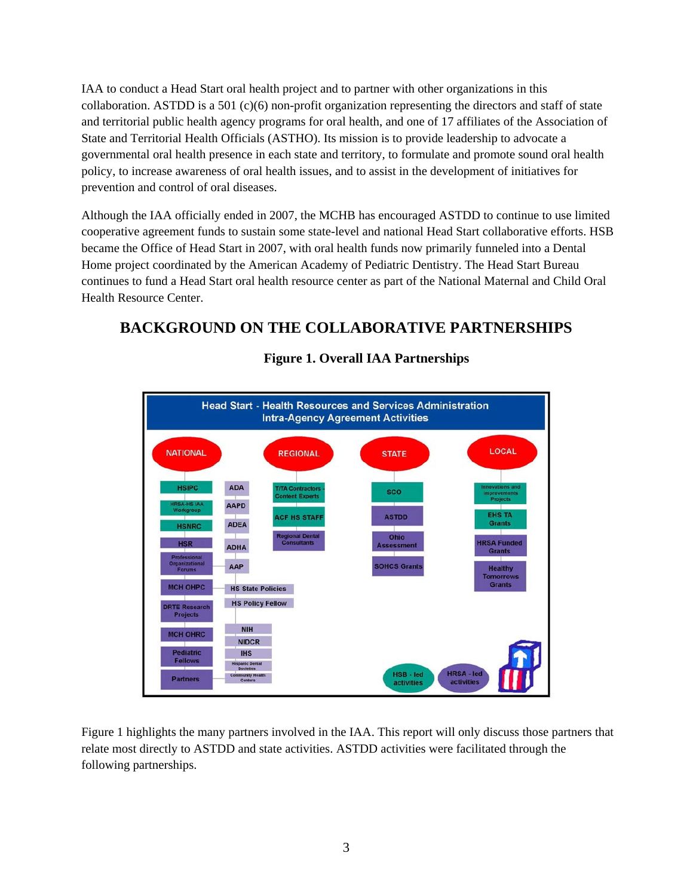IAA to conduct a Head Start oral health project and to partner with other organizations in this collaboration. ASTDD is a 501 (c)(6) non-profit organization representing the directors and staff of state and territorial public health agency programs for oral health, and one of 17 affiliates of the Association of State and Territorial Health Officials (ASTHO). Its mission is to provide leadership to advocate a governmental oral health presence in each state and territory, to formulate and promote sound oral health policy, to increase awareness of oral health issues, and to assist in the development of initiatives for prevention and control of oral diseases.

Although the IAA officially ended in 2007, the MCHB has encouraged ASTDD to continue to use limited cooperative agreement funds to sustain some state-level and national Head Start collaborative efforts. HSB became the Office of Head Start in 2007, with oral health funds now primarily funneled into a Dental Home project coordinated by the American Academy of Pediatric Dentistry. The Head Start Bureau continues to fund a Head Start oral health resource center as part of the National Maternal and Child Oral Health Resource Center.

## BACKGROUND ON THE COLLABORATIVE PARTNERSHIPS

**Figure 1. Overall IAA Partnerships**

Head Start - Health Resources and Services Administration Intra-Agency Agreement Activities

| NATIONAL | | REGIONAL | STATE | LOCAL |
|---|---|---|---|---|
| HSIPC | ADA | T/TA Contractors - Content Experts | SCO | Innovations and Improvements Projects |
| HRSA-HS IAA Workgroup | AAPD | ACF HS STAFF | ASTDD | EHS TA Grants |
| HSNRC | ADEA | Regional Dental Consultants | Ohio Assessment | HRSA Funded Grants |
| HSR | ADHA | | SOHCS Grants | Healthy Tomorrows Grants |
| Professional Organizational Forums | AAP | | | |
| MCH OHPC | HS State Policies | | | |
| DRTE Research Projects | HS Policy Fellow | | | |
| MCH OHRC | NIH | | | |
| | NIDCR | | | |
| Pediatric Fellows | IHS | | | |
| | Hispanic Dental Societies | | | |
| Partners | Community Health Centers | | | |

HSB - led activities; HRSA - led activities

Figure 1 highlights the many partners involved in the IAA. This report will only discuss those partners that relate most directly to ASTDD and state activities. ASTDD activities were facilitated through the following partnerships.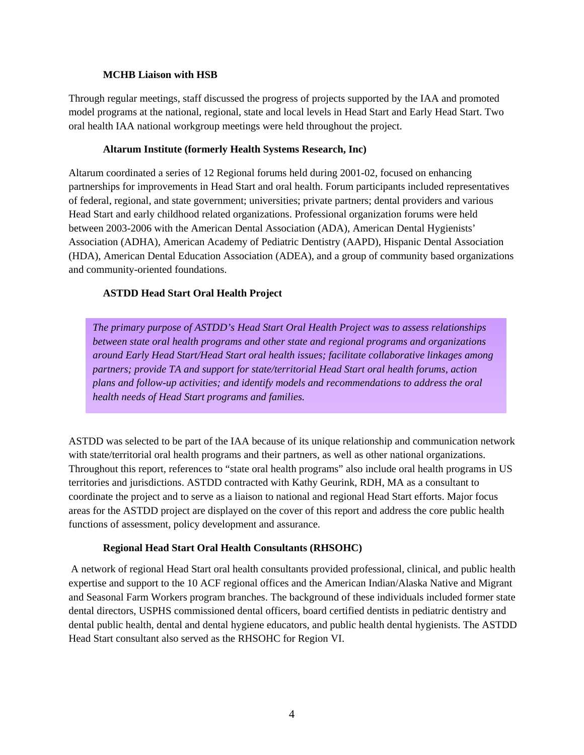### MCHB Liaison with HSB

Through regular meetings, staff discussed the progress of projects supported by the IAA and promoted model programs at the national, regional, state and local levels in Head Start and Early Head Start. Two oral health IAA national workgroup meetings were held throughout the project.

### Altarum Institute (formerly Health Systems Research, Inc)

Altarum coordinated a series of 12 Regional forums held during 2001-02, focused on enhancing partnerships for improvements in Head Start and oral health. Forum participants included representatives of federal, regional, and state government; universities; private partners; dental providers and various Head Start and early childhood related organizations. Professional organization forums were held between 2003-2006 with the American Dental Association (ADA), American Dental Hygienists' Association (ADHA), American Academy of Pediatric Dentistry (AAPD), Hispanic Dental Association (HDA), American Dental Education Association (ADEA), and a group of community based organizations and community-oriented foundations.

### ASTDD Head Start Oral Health Project

> *The primary purpose of ASTDD's Head Start Oral Health Project was to assess relationships between state oral health programs and other state and regional programs and organizations around Early Head Start/Head Start oral health issues; facilitate collaborative linkages among partners; provide TA and support for state/territorial Head Start oral health forums, action plans and follow-up activities; and identify models and recommendations to address the oral health needs of Head Start programs and families.*

ASTDD was selected to be part of the IAA because of its unique relationship and communication network with state/territorial oral health programs and their partners, as well as other national organizations. Throughout this report, references to "state oral health programs" also include oral health programs in US territories and jurisdictions. ASTDD contracted with Kathy Geurink, RDH, MA as a consultant to coordinate the project and to serve as a liaison to national and regional Head Start efforts. Major focus areas for the ASTDD project are displayed on the cover of this report and address the core public health functions of assessment, policy development and assurance.

### Regional Head Start Oral Health Consultants (RHSOHC)

A network of regional Head Start oral health consultants provided professional, clinical, and public health expertise and support to the 10 ACF regional offices and the American Indian/Alaska Native and Migrant and Seasonal Farm Workers program branches. The background of these individuals included former state dental directors, USPHS commissioned dental officers, board certified dentists in pediatric dentistry and dental public health, dental and dental hygiene educators, and public health dental hygienists. The ASTDD Head Start consultant also served as the RHSOHC for Region VI.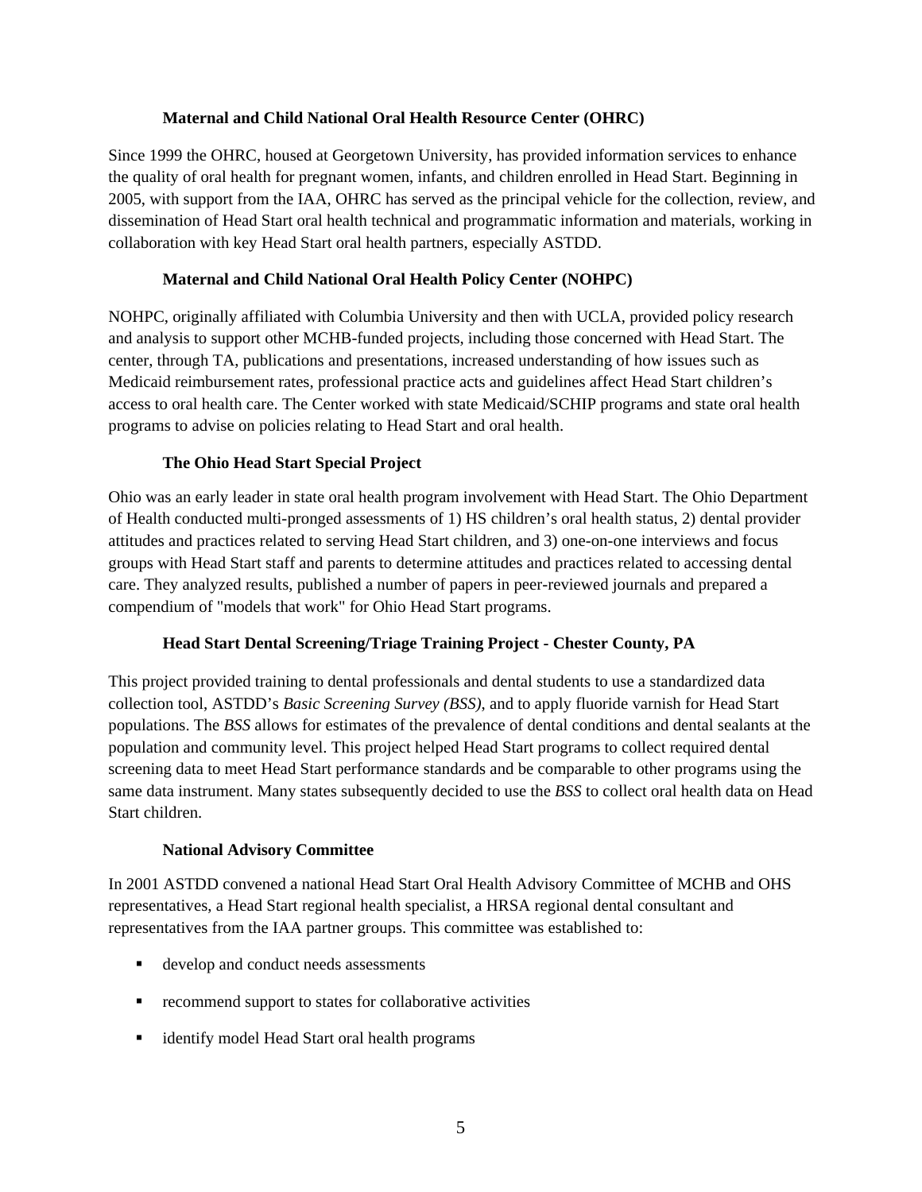### Maternal and Child National Oral Health Resource Center (OHRC)

Since 1999 the OHRC, housed at Georgetown University, has provided information services to enhance the quality of oral health for pregnant women, infants, and children enrolled in Head Start. Beginning in 2005, with support from the IAA, OHRC has served as the principal vehicle for the collection, review, and dissemination of Head Start oral health technical and programmatic information and materials, working in collaboration with key Head Start oral health partners, especially ASTDD.

### Maternal and Child National Oral Health Policy Center (NOHPC)

NOHPC, originally affiliated with Columbia University and then with UCLA, provided policy research and analysis to support other MCHB-funded projects, including those concerned with Head Start. The center, through TA, publications and presentations, increased understanding of how issues such as Medicaid reimbursement rates, professional practice acts and guidelines affect Head Start children's access to oral health care. The Center worked with state Medicaid/SCHIP programs and state oral health programs to advise on policies relating to Head Start and oral health.

### The Ohio Head Start Special Project

Ohio was an early leader in state oral health program involvement with Head Start. The Ohio Department of Health conducted multi-pronged assessments of 1) HS children's oral health status, 2) dental provider attitudes and practices related to serving Head Start children, and 3) one-on-one interviews and focus groups with Head Start staff and parents to determine attitudes and practices related to accessing dental care. They analyzed results, published a number of papers in peer-reviewed journals and prepared a compendium of "models that work" for Ohio Head Start programs.

### Head Start Dental Screening/Triage Training Project - Chester County, PA

This project provided training to dental professionals and dental students to use a standardized data collection tool, ASTDD's *Basic Screening Survey (BSS)*, and to apply fluoride varnish for Head Start populations. The *BSS* allows for estimates of the prevalence of dental conditions and dental sealants at the population and community level. This project helped Head Start programs to collect required dental screening data to meet Head Start performance standards and be comparable to other programs using the same data instrument. Many states subsequently decided to use the *BSS* to collect oral health data on Head Start children.

### National Advisory Committee

In 2001 ASTDD convened a national Head Start Oral Health Advisory Committee of MCHB and OHS representatives, a Head Start regional health specialist, a HRSA regional dental consultant and representatives from the IAA partner groups. This committee was established to:

- develop and conduct needs assessments
- recommend support to states for collaborative activities
- identify model Head Start oral health programs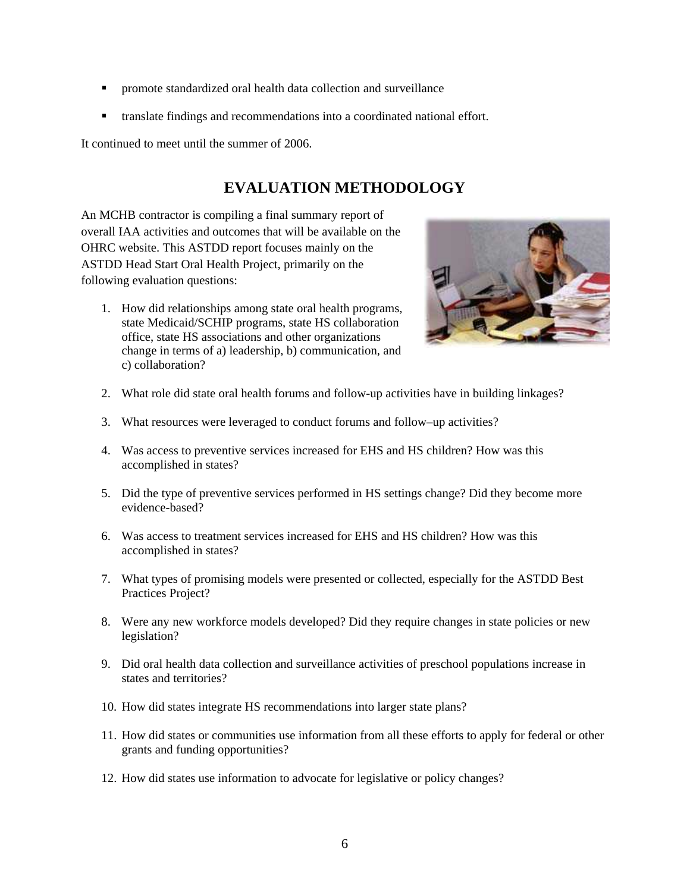- promote standardized oral health data collection and surveillance
- translate findings and recommendations into a coordinated national effort.

It continued to meet until the summer of 2006.

## EVALUATION METHODOLOGY

An MCHB contractor is compiling a final summary report of overall IAA activities and outcomes that will be available on the OHRC website. This ASTDD report focuses mainly on the ASTDD Head Start Oral Health Project, primarily on the following evaluation questions:

1. How did relationships among state oral health programs, state Medicaid/SCHIP programs, state HS collaboration office, state HS associations and other organizations change in terms of a) leadership, b) communication, and c) collaboration?

2. What role did state oral health forums and follow-up activities have in building linkages?

3. What resources were leveraged to conduct forums and follow–up activities?

4. Was access to preventive services increased for EHS and HS children? How was this accomplished in states?

5. Did the type of preventive services performed in HS settings change? Did they become more evidence-based?

6. Was access to treatment services increased for EHS and HS children? How was this accomplished in states?

7. What types of promising models were presented or collected, especially for the ASTDD Best Practices Project?

8. Were any new workforce models developed? Did they require changes in state policies or new legislation?

9. Did oral health data collection and surveillance activities of preschool populations increase in states and territories?

10. How did states integrate HS recommendations into larger state plans?

11. How did states or communities use information from all these efforts to apply for federal or other grants and funding opportunities?

12. How did states use information to advocate for legislative or policy changes?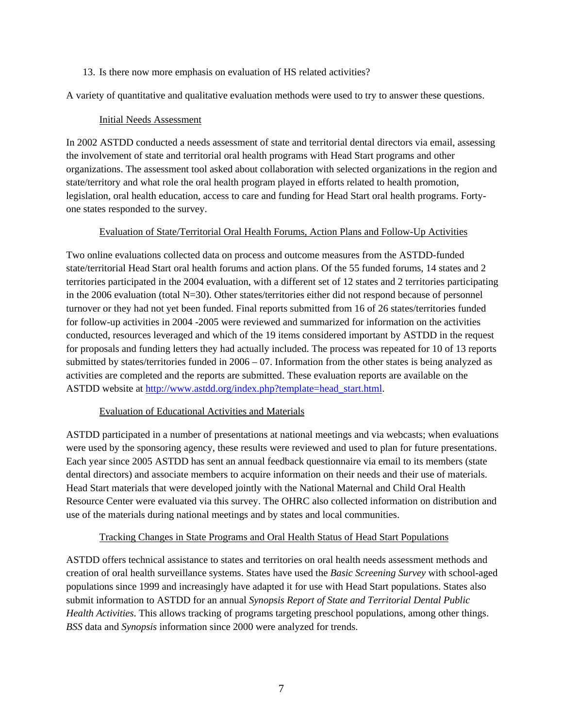13. Is there now more emphasis on evaluation of HS related activities?

A variety of quantitative and qualitative evaluation methods were used to try to answer these questions.

### Initial Needs Assessment

In 2002 ASTDD conducted a needs assessment of state and territorial dental directors via email, assessing the involvement of state and territorial oral health programs with Head Start programs and other organizations. The assessment tool asked about collaboration with selected organizations in the region and state/territory and what role the oral health program played in efforts related to health promotion, legislation, oral health education, access to care and funding for Head Start oral health programs. Forty-one states responded to the survey.

### Evaluation of State/Territorial Oral Health Forums, Action Plans and Follow-Up Activities

Two online evaluations collected data on process and outcome measures from the ASTDD-funded state/territorial Head Start oral health forums and action plans. Of the 55 funded forums, 14 states and 2 territories participated in the 2004 evaluation, with a different set of 12 states and 2 territories participating in the 2006 evaluation (total N=30). Other states/territories either did not respond because of personnel turnover or they had not yet been funded. Final reports submitted from 16 of 26 states/territories funded for follow-up activities in 2004 -2005 were reviewed and summarized for information on the activities conducted, resources leveraged and which of the 19 items considered important by ASTDD in the request for proposals and funding letters they had actually included. The process was repeated for 10 of 13 reports submitted by states/territories funded in 2006 – 07. Information from the other states is being analyzed as activities are completed and the reports are submitted. These evaluation reports are available on the ASTDD website at [http://www.astdd.org/index.php?template=head_start.html](http://www.astdd.org/index.php?template=head_start.html).

### Evaluation of Educational Activities and Materials

ASTDD participated in a number of presentations at national meetings and via webcasts; when evaluations were used by the sponsoring agency, these results were reviewed and used to plan for future presentations. Each year since 2005 ASTDD has sent an annual feedback questionnaire via email to its members (state dental directors) and associate members to acquire information on their needs and their use of materials. Head Start materials that were developed jointly with the National Maternal and Child Oral Health Resource Center were evaluated via this survey. The OHRC also collected information on distribution and use of the materials during national meetings and by states and local communities.

### Tracking Changes in State Programs and Oral Health Status of Head Start Populations

ASTDD offers technical assistance to states and territories on oral health needs assessment methods and creation of oral health surveillance systems. States have used the *Basic Screening Survey* with school-aged populations since 1999 and increasingly have adapted it for use with Head Start populations. States also submit information to ASTDD for an annual *Synopsis Report of State and Territorial Dental Public Health Activities*. This allows tracking of programs targeting preschool populations, among other things. *BSS* data and *Synopsis* information since 2000 were analyzed for trends.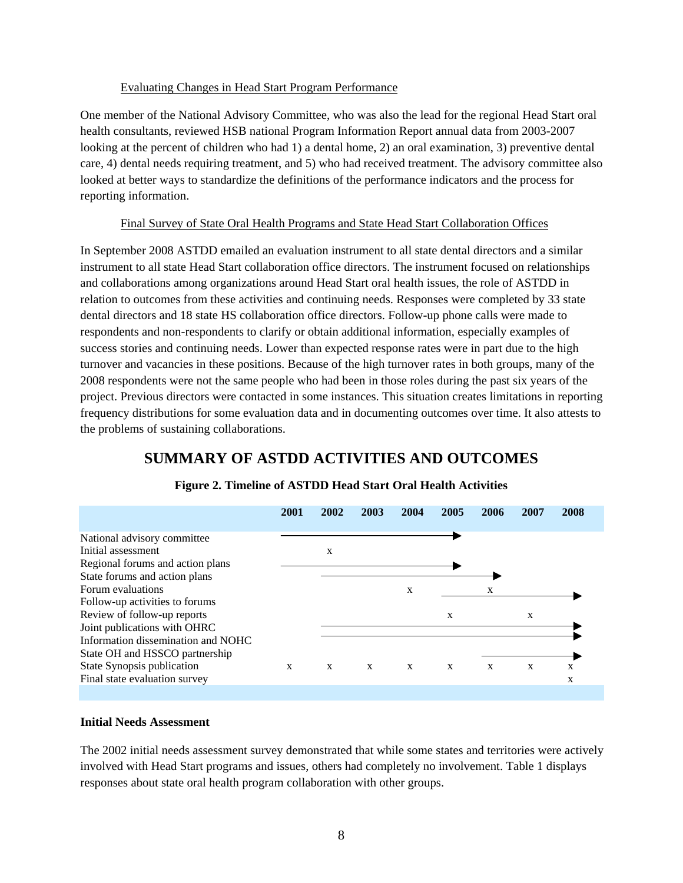Evaluating Changes in Head Start Program Performance

One member of the National Advisory Committee, who was also the lead for the regional Head Start oral health consultants, reviewed HSB national Program Information Report annual data from 2003-2007 looking at the percent of children who had 1) a dental home, 2) an oral examination, 3) preventive dental care, 4) dental needs requiring treatment, and 5) who had received treatment. The advisory committee also looked at better ways to standardize the definitions of the performance indicators and the process for reporting information.

Final Survey of State Oral Health Programs and State Head Start Collaboration Offices

In September 2008 ASTDD emailed an evaluation instrument to all state dental directors and a similar instrument to all state Head Start collaboration office directors. The instrument focused on relationships and collaborations among organizations around Head Start oral health issues, the role of ASTDD in relation to outcomes from these activities and continuing needs. Responses were completed by 33 state dental directors and 18 state HS collaboration office directors. Follow-up phone calls were made to respondents and non-respondents to clarify or obtain additional information, especially examples of success stories and continuing needs. Lower than expected response rates were in part due to the high turnover and vacancies in these positions. Because of the high turnover rates in both groups, many of the 2008 respondents were not the same people who had been in those roles during the past six years of the project. Previous directors were contacted in some instances. This situation creates limitations in reporting frequency distributions for some evaluation data and in documenting outcomes over time. It also attests to the problems of sustaining collaborations.

## SUMMARY OF ASTDD ACTIVITIES AND OUTCOMES

**Figure 2. Timeline of ASTDD Head Start Oral Health Activities**

| | 2001 | 2002 | 2003 | 2004 | 2005 | 2006 | 2007 | 2008 |
|---|---|---|---|---|---|---|---|---|
| National advisory committee | ——— | ——— | ——— | ——— | ——▶ | | | |
| Initial assessment | | x | | | | | | |
| Regional forums and action plans | ——— | ——— | ——— | ——— | ——▶ | | | |
| State forums and action plans | | ——— | ——— | ——— | ——— | ——▶ | | |
| Forum evaluations | | | | x | ——— | x | ——— | ——▶ |
| Follow-up activities to forums | | | | | | | | |
| Review of follow-up reports | | | | | x | | x | |
| Joint publications with OHRC | | ——— | ——— | ——— | ——— | ——— | ——— | ——▶ |
| Information dissemination and NOHC | | ——— | ——— | ——— | ——— | ——— | ——— | ——▶ |
| State OH and HSSCO partnership | | | | | | ——— | ——— | ——▶ |
| State Synopsis publication | x | x | x | x | x | x | x | x |
| Final state evaluation survey | | | | | | | | x |

**Initial Needs Assessment**

The 2002 initial needs assessment survey demonstrated that while some states and territories were actively involved with Head Start programs and issues, others had completely no involvement. Table 1 displays responses about state oral health program collaboration with other groups.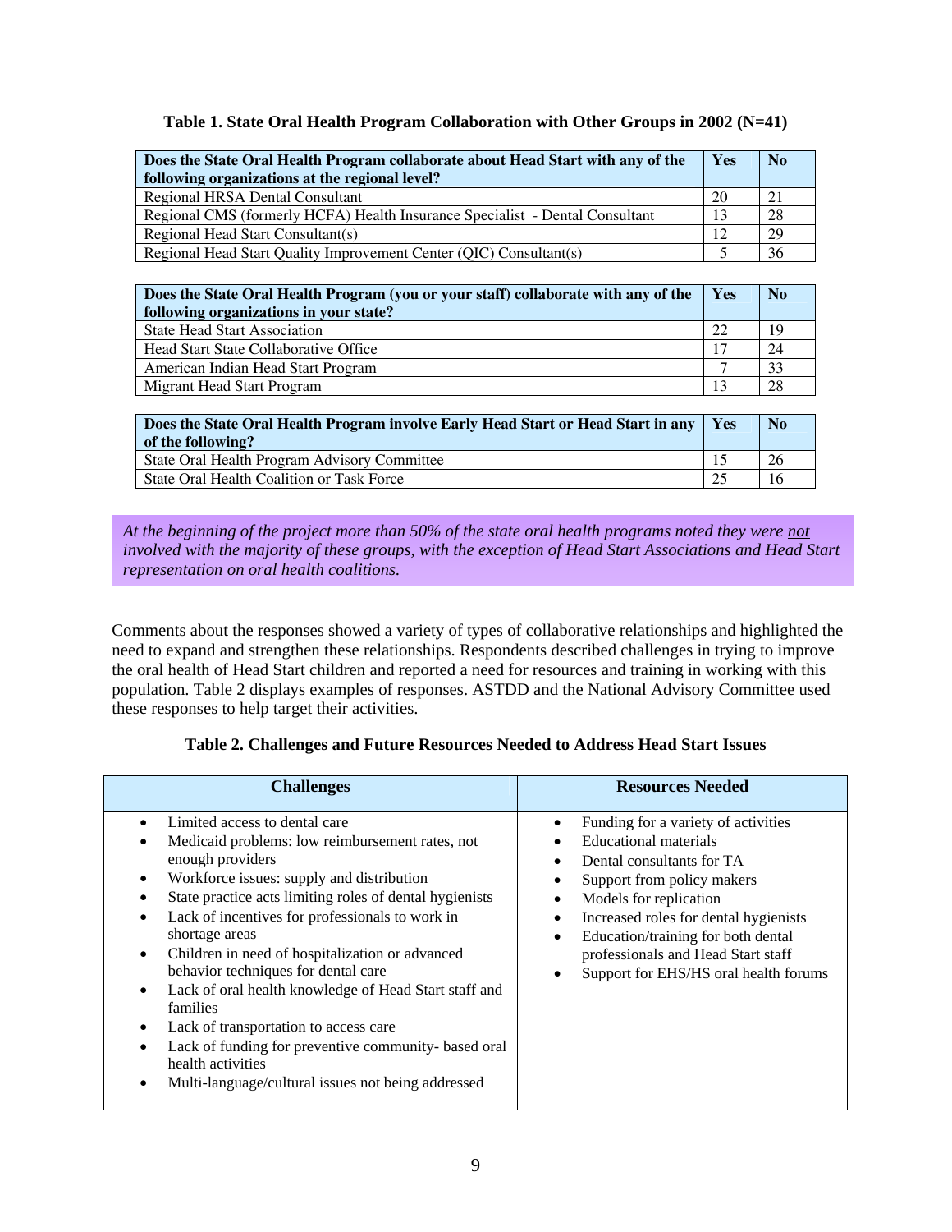**Table 1. State Oral Health Program Collaboration with Other Groups in 2002 (N=41)**

| Does the State Oral Health Program collaborate about Head Start with any of the following organizations at the regional level? | Yes | No |
|---|---|---|
| Regional HRSA Dental Consultant | 20 | 21 |
| Regional CMS (formerly HCFA) Health Insurance Specialist - Dental Consultant | 13 | 28 |
| Regional Head Start Consultant(s) | 12 | 29 |
| Regional Head Start Quality Improvement Center (QIC) Consultant(s) | 5 | 36 |
| **Does the State Oral Health Program (you or your staff) collaborate with any of the following organizations in your state?** | **Yes** | **No** |
| State Head Start Association | 22 | 19 |
| Head Start State Collaborative Office | 17 | 24 |
| American Indian Head Start Program | 7 | 33 |
| Migrant Head Start Program | 13 | 28 |
| **Does the State Oral Health Program involve Early Head Start or Head Start in any of the following?** | **Yes** | **No** |
| State Oral Health Program Advisory Committee | 15 | 26 |
| State Oral Health Coalition or Task Force | 25 | 16 |

*At the beginning of the project more than 50% of the state oral health programs noted they were not involved with the majority of these groups, with the exception of Head Start Associations and Head Start representation on oral health coalitions.*

Comments about the responses showed a variety of types of collaborative relationships and highlighted the need to expand and strengthen these relationships. Respondents described challenges in trying to improve the oral health of Head Start children and reported a need for resources and training in working with this population. Table 2 displays examples of responses. ASTDD and the National Advisory Committee used these responses to help target their activities.

**Table 2. Challenges and Future Resources Needed to Address Head Start Issues**

| Challenges | Resources Needed |
|---|---|
| • Limited access to dental care<br>• Medicaid problems: low reimbursement rates, not enough providers<br>• Workforce issues: supply and distribution<br>• State practice acts limiting roles of dental hygienists<br>• Lack of incentives for professionals to work in shortage areas<br>• Children in need of hospitalization or advanced behavior techniques for dental care<br>• Lack of oral health knowledge of Head Start staff and families<br>• Lack of transportation to access care<br>• Lack of funding for preventive community- based oral health activities<br>• Multi-language/cultural issues not being addressed | • Funding for a variety of activities<br>• Educational materials<br>• Dental consultants for TA<br>• Support from policy makers<br>• Models for replication<br>• Increased roles for dental hygienists<br>• Education/training for both dental professionals and Head Start staff<br>• Support for EHS/HS oral health forums |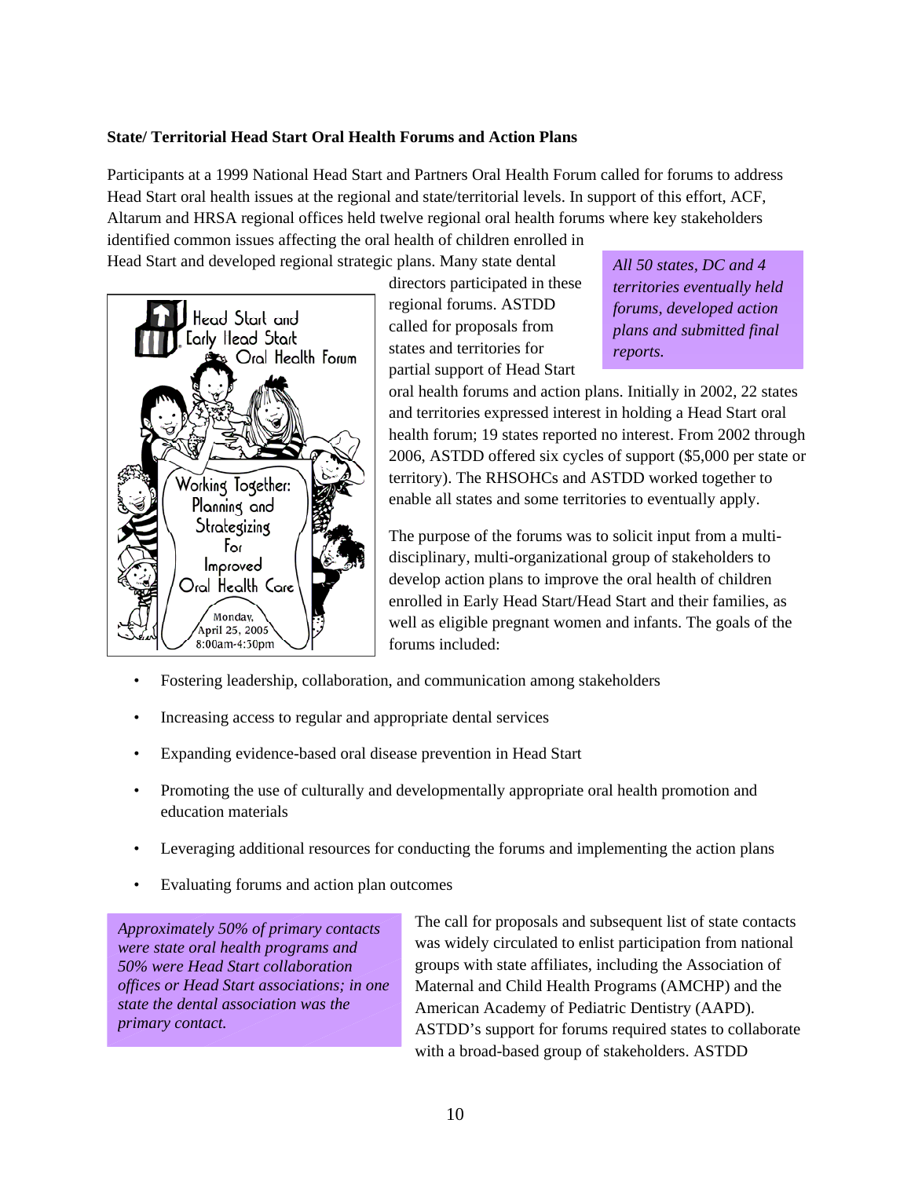**State/ Territorial Head Start Oral Health Forums and Action Plans**

Participants at a 1999 National Head Start and Partners Oral Health Forum called for forums to address Head Start oral health issues at the regional and state/territorial levels. In support of this effort, ACF, Altarum and HRSA regional offices held twelve regional oral health forums where key stakeholders identified common issues affecting the oral health of children enrolled in Head Start and developed regional strategic plans. Many state dental directors participated in these regional forums. ASTDD called for proposals from states and territories for partial support of Head Start oral health forums and action plans. Initially in 2002, 22 states and territories expressed interest in holding a Head Start oral health forum; 19 states reported no interest. From 2002 through 2006, ASTDD offered six cycles of support ($5,000 per state or territory). The RHSOHCs and ASTDD worked together to enable all states and some territories to eventually apply.

*All 50 states, DC and 4 territories eventually held forums, developed action plans and submitted final reports.*

Head Start and Early Head Start Oral Health Forum

Working Together: Planning and Strategizing For Improved Oral Health Care

Monday, April 25, 2005 8:00am-4:30pm

The purpose of the forums was to solicit input from a multi-disciplinary, multi-organizational group of stakeholders to develop action plans to improve the oral health of children enrolled in Early Head Start/Head Start and their families, as well as eligible pregnant women and infants. The goals of the forums included:

- Fostering leadership, collaboration, and communication among stakeholders
- Increasing access to regular and appropriate dental services
- Expanding evidence-based oral disease prevention in Head Start
- Promoting the use of culturally and developmentally appropriate oral health promotion and education materials
- Leveraging additional resources for conducting the forums and implementing the action plans
- Evaluating forums and action plan outcomes

*Approximately 50% of primary contacts were state oral health programs and 50% were Head Start collaboration offices or Head Start associations; in one state the dental association was the primary contact.*

The call for proposals and subsequent list of state contacts was widely circulated to enlist participation from national groups with state affiliates, including the Association of Maternal and Child Health Programs (AMCHP) and the American Academy of Pediatric Dentistry (AAPD). ASTDD's support for forums required states to collaborate with a broad-based group of stakeholders. ASTDD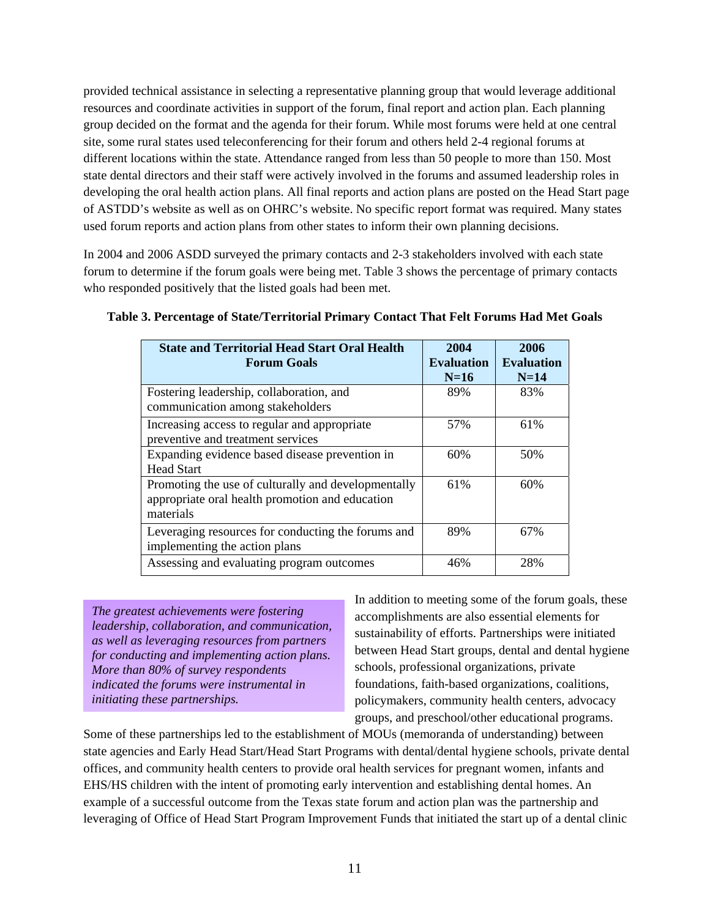provided technical assistance in selecting a representative planning group that would leverage additional resources and coordinate activities in support of the forum, final report and action plan. Each planning group decided on the format and the agenda for their forum. While most forums were held at one central site, some rural states used teleconferencing for their forum and others held 2-4 regional forums at different locations within the state. Attendance ranged from less than 50 people to more than 150. Most state dental directors and their staff were actively involved in the forums and assumed leadership roles in developing the oral health action plans. All final reports and action plans are posted on the Head Start page of ASTDD's website as well as on OHRC's website. No specific report format was required. Many states used forum reports and action plans from other states to inform their own planning decisions.

In 2004 and 2006 ASDD surveyed the primary contacts and 2-3 stakeholders involved with each state forum to determine if the forum goals were being met. Table 3 shows the percentage of primary contacts who responded positively that the listed goals had been met.

**Table 3. Percentage of State/Territorial Primary Contact That Felt Forums Had Met Goals**

| State and Territorial Head Start Oral Health Forum Goals | 2004 Evaluation N=16 | 2006 Evaluation N=14 |
|---|---|---|
| Fostering leadership, collaboration, and communication among stakeholders | 89% | 83% |
| Increasing access to regular and appropriate preventive and treatment services | 57% | 61% |
| Expanding evidence based disease prevention in Head Start | 60% | 50% |
| Promoting the use of culturally and developmentally appropriate oral health promotion and education materials | 61% | 60% |
| Leveraging resources for conducting the forums and implementing the action plans | 89% | 67% |
| Assessing and evaluating program outcomes | 46% | 28% |

*The greatest achievements were fostering leadership, collaboration, and communication, as well as leveraging resources from partners for conducting and implementing action plans. More than 80% of survey respondents indicated the forums were instrumental in initiating these partnerships.*

In addition to meeting some of the forum goals, these accomplishments are also essential elements for sustainability of efforts. Partnerships were initiated between Head Start groups, dental and dental hygiene schools, professional organizations, private foundations, faith-based organizations, coalitions, policymakers, community health centers, advocacy groups, and preschool/other educational programs. Some of these partnerships led to the establishment of MOUs (memoranda of understanding) between state agencies and Early Head Start/Head Start Programs with dental/dental hygiene schools, private dental offices, and community health centers to provide oral health services for pregnant women, infants and EHS/HS children with the intent of promoting early intervention and establishing dental homes. An example of a successful outcome from the Texas state forum and action plan was the partnership and leveraging of Office of Head Start Program Improvement Funds that initiated the start up of a dental clinic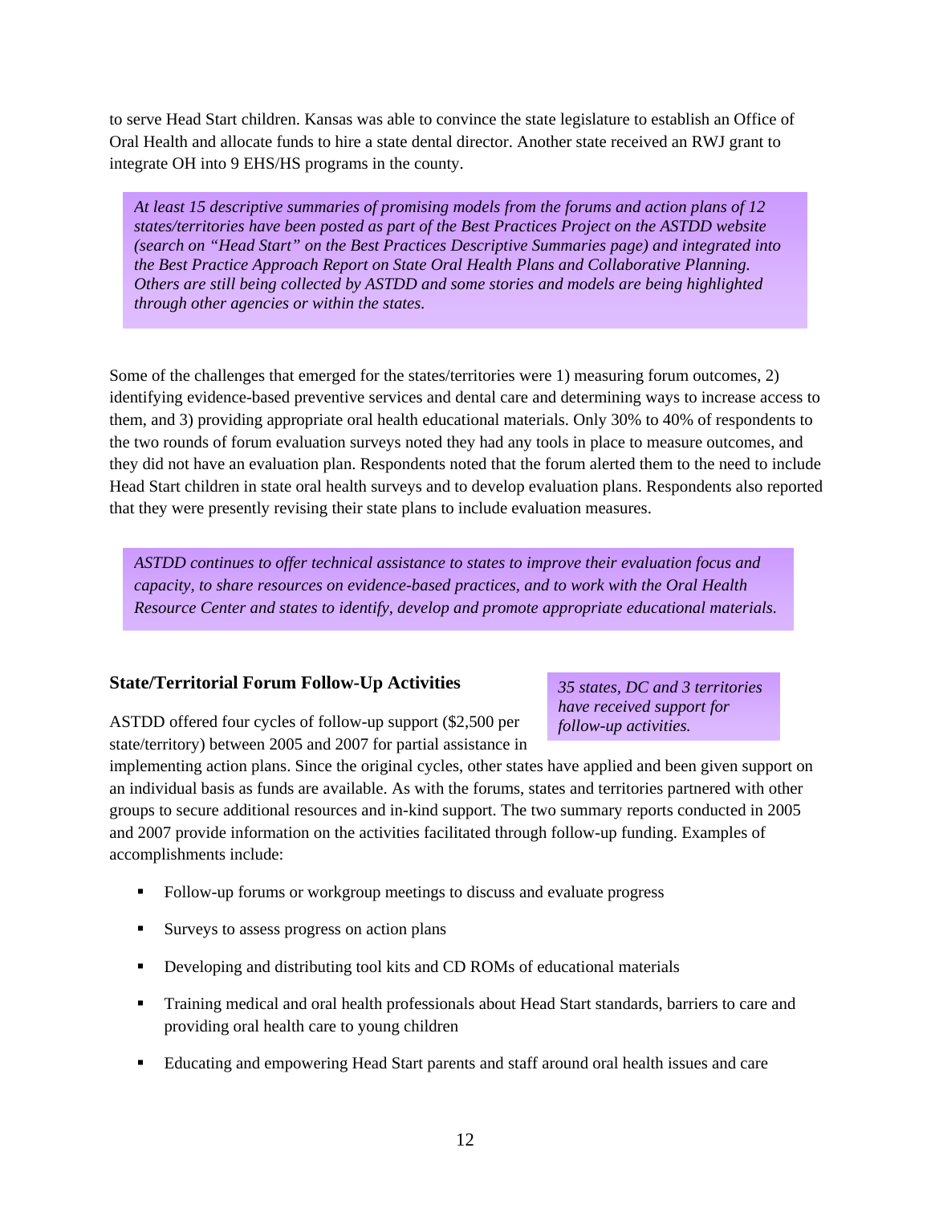to serve Head Start children. Kansas was able to convince the state legislature to establish an Office of Oral Health and allocate funds to hire a state dental director. Another state received an RWJ grant to integrate OH into 9 EHS/HS programs in the county.

*At least 15 descriptive summaries of promising models from the forums and action plans of 12 states/territories have been posted as part of the Best Practices Project on the ASTDD website (search on "Head Start" on the Best Practices Descriptive Summaries page) and integrated into the Best Practice Approach Report on State Oral Health Plans and Collaborative Planning. Others are still being collected by ASTDD and some stories and models are being highlighted through other agencies or within the states.*

Some of the challenges that emerged for the states/territories were 1) measuring forum outcomes, 2) identifying evidence-based preventive services and dental care and determining ways to increase access to them, and 3) providing appropriate oral health educational materials. Only 30% to 40% of respondents to the two rounds of forum evaluation surveys noted they had any tools in place to measure outcomes, and they did not have an evaluation plan. Respondents noted that the forum alerted them to the need to include Head Start children in state oral health surveys and to develop evaluation plans. Respondents also reported that they were presently revising their state plans to include evaluation measures.

*ASTDD continues to offer technical assistance to states to improve their evaluation focus and capacity, to share resources on evidence-based practices, and to work with the Oral Health Resource Center and states to identify, develop and promote appropriate educational materials.*

### State/Territorial Forum Follow-Up Activities

*35 states, DC and 3 territories have received support for follow-up activities.*

ASTDD offered four cycles of follow-up support ($2,500 per state/territory) between 2005 and 2007 for partial assistance in implementing action plans. Since the original cycles, other states have applied and been given support on an individual basis as funds are available. As with the forums, states and territories partnered with other groups to secure additional resources and in-kind support. The two summary reports conducted in 2005 and 2007 provide information on the activities facilitated through follow-up funding. Examples of accomplishments include:

- Follow-up forums or workgroup meetings to discuss and evaluate progress
- Surveys to assess progress on action plans
- Developing and distributing tool kits and CD ROMs of educational materials
- Training medical and oral health professionals about Head Start standards, barriers to care and providing oral health care to young children
- Educating and empowering Head Start parents and staff around oral health issues and care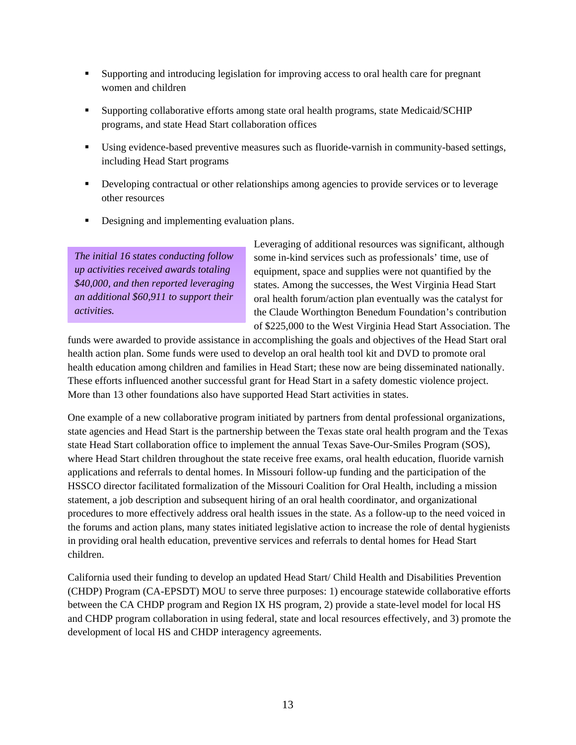- Supporting and introducing legislation for improving access to oral health care for pregnant women and children
- Supporting collaborative efforts among state oral health programs, state Medicaid/SCHIP programs, and state Head Start collaboration offices
- Using evidence-based preventive measures such as fluoride-varnish in community-based settings, including Head Start programs
- Developing contractual or other relationships among agencies to provide services or to leverage other resources
- Designing and implementing evaluation plans.

> *The initial 16 states conducting follow up activities received awards totaling $40,000, and then reported leveraging an additional $60,911 to support their activities.*

Leveraging of additional resources was significant, although some in-kind services such as professionals' time, use of equipment, space and supplies were not quantified by the states. Among the successes, the West Virginia Head Start oral health forum/action plan eventually was the catalyst for the Claude Worthington Benedum Foundation's contribution of $225,000 to the West Virginia Head Start Association. The funds were awarded to provide assistance in accomplishing the goals and objectives of the Head Start oral health action plan. Some funds were used to develop an oral health tool kit and DVD to promote oral health education among children and families in Head Start; these now are being disseminated nationally. These efforts influenced another successful grant for Head Start in a safety domestic violence project. More than 13 other foundations also have supported Head Start activities in states.

One example of a new collaborative program initiated by partners from dental professional organizations, state agencies and Head Start is the partnership between the Texas state oral health program and the Texas state Head Start collaboration office to implement the annual Texas Save-Our-Smiles Program (SOS), where Head Start children throughout the state receive free exams, oral health education, fluoride varnish applications and referrals to dental homes. In Missouri follow-up funding and the participation of the HSSCO director facilitated formalization of the Missouri Coalition for Oral Health, including a mission statement, a job description and subsequent hiring of an oral health coordinator, and organizational procedures to more effectively address oral health issues in the state. As a follow-up to the need voiced in the forums and action plans, many states initiated legislative action to increase the role of dental hygienists in providing oral health education, preventive services and referrals to dental homes for Head Start children.

California used their funding to develop an updated Head Start/ Child Health and Disabilities Prevention (CHDP) Program (CA-EPSDT) MOU to serve three purposes: 1) encourage statewide collaborative efforts between the CA CHDP program and Region IX HS program, 2) provide a state-level model for local HS and CHDP program collaboration in using federal, state and local resources effectively, and 3) promote the development of local HS and CHDP interagency agreements.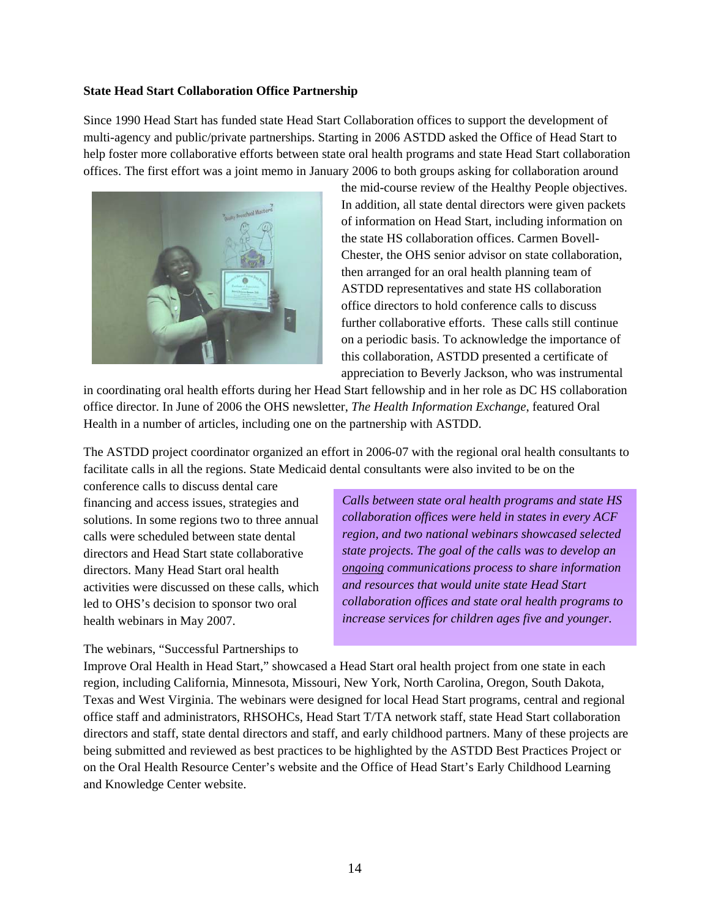**State Head Start Collaboration Office Partnership**

Since 1990 Head Start has funded state Head Start Collaboration offices to support the development of multi-agency and public/private partnerships. Starting in 2006 ASTDD asked the Office of Head Start to help foster more collaborative efforts between state oral health programs and state Head Start collaboration offices. The first effort was a joint memo in January 2006 to both groups asking for collaboration around the mid-course review of the Healthy People objectives. In addition, all state dental directors were given packets of information on Head Start, including information on the state HS collaboration offices. Carmen Bovell-Chester, the OHS senior advisor on state collaboration, then arranged for an oral health planning team of ASTDD representatives and state HS collaboration office directors to hold conference calls to discuss further collaborative efforts. These calls still continue on a periodic basis. To acknowledge the importance of this collaboration, ASTDD presented a certificate of appreciation to Beverly Jackson, who was instrumental in coordinating oral health efforts during her Head Start fellowship and in her role as DC HS collaboration office director. In June of 2006 the OHS newsletter, *The Health Information Exchange*, featured Oral Health in a number of articles, including one on the partnership with ASTDD.

The ASTDD project coordinator organized an effort in 2006-07 with the regional oral health consultants to facilitate calls in all the regions. State Medicaid dental consultants were also invited to be on the conference calls to discuss dental care financing and access issues, strategies and solutions. In some regions two to three annual calls were scheduled between state dental directors and Head Start state collaborative directors. Many Head Start oral health activities were discussed on these calls, which led to OHS's decision to sponsor two oral health webinars in May 2007.

> *Calls between state oral health programs and state HS collaboration offices were held in states in every ACF region, and two national webinars showcased selected state projects. The goal of the calls was to develop an ongoing communications process to share information and resources that would unite state Head Start collaboration offices and state oral health programs to increase services for children ages five and younger.*

The webinars, "Successful Partnerships to Improve Oral Health in Head Start," showcased a Head Start oral health project from one state in each region, including California, Minnesota, Missouri, New York, North Carolina, Oregon, South Dakota, Texas and West Virginia. The webinars were designed for local Head Start programs, central and regional office staff and administrators, RHSOHCs, Head Start T/TA network staff, state Head Start collaboration directors and staff, state dental directors and staff, and early childhood partners. Many of these projects are being submitted and reviewed as best practices to be highlighted by the ASTDD Best Practices Project or on the Oral Health Resource Center's website and the Office of Head Start's Early Childhood Learning and Knowledge Center website.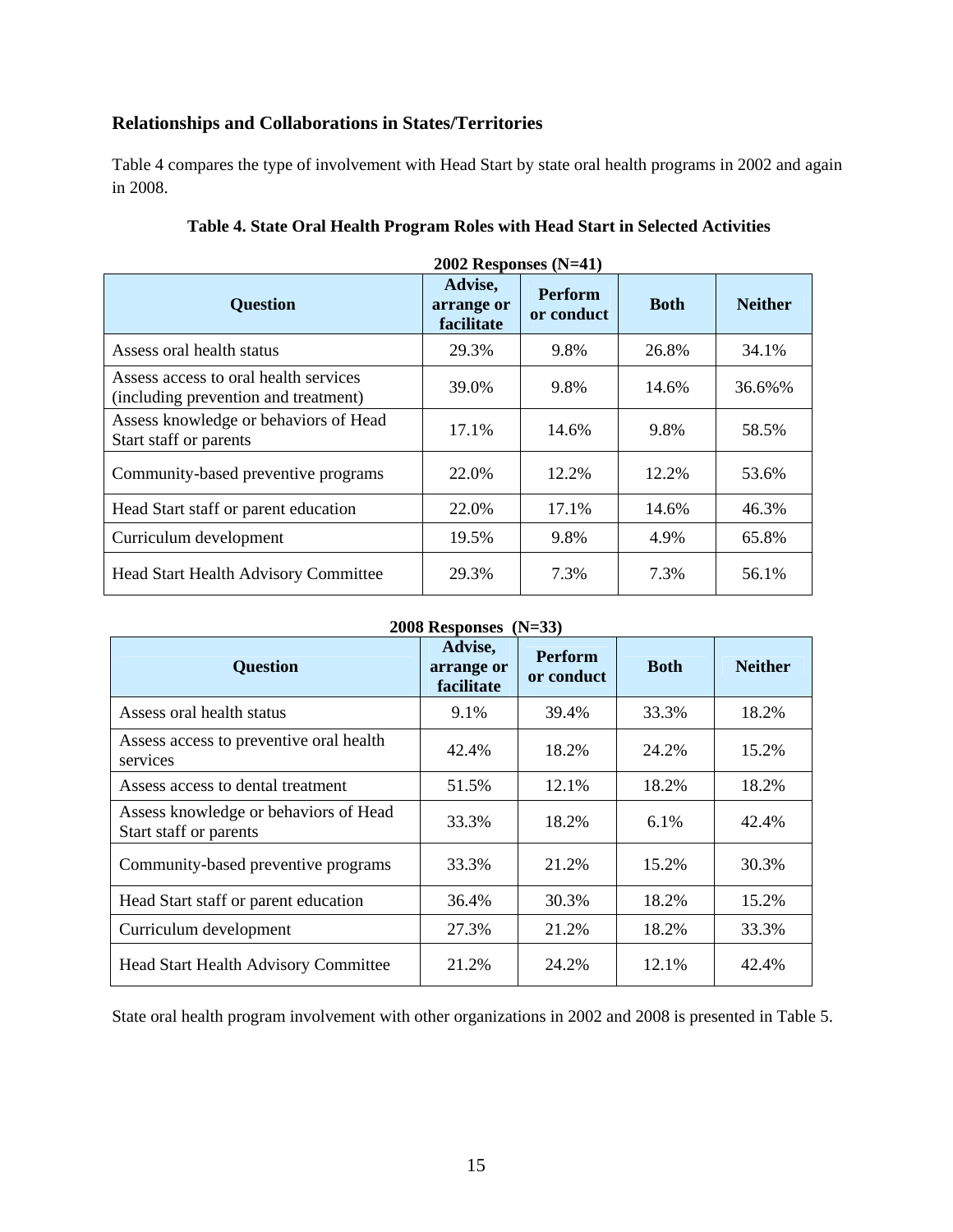## Relationships and Collaborations in States/Territories

Table 4 compares the type of involvement with Head Start by state oral health programs in 2002 and again in 2008.

**Table 4. State Oral Health Program Roles with Head Start in Selected Activities**

**2002 Responses (N=41)**

| Question | Advise, arrange or facilitate | Perform or conduct | Both | Neither |
|---|---|---|---|---|
| Assess oral health status | 29.3% | 9.8% | 26.8% | 34.1% |
| Assess access to oral health services (including prevention and treatment) | 39.0% | 9.8% | 14.6% | 36.6%% |
| Assess knowledge or behaviors of Head Start staff or parents | 17.1% | 14.6% | 9.8% | 58.5% |
| Community-based preventive programs | 22.0% | 12.2% | 12.2% | 53.6% |
| Head Start staff or parent education | 22.0% | 17.1% | 14.6% | 46.3% |
| Curriculum development | 19.5% | 9.8% | 4.9% | 65.8% |
| Head Start Health Advisory Committee | 29.3% | 7.3% | 7.3% | 56.1% |

**2008 Responses (N=33)**

| Question | Advise, arrange or facilitate | Perform or conduct | Both | Neither |
|---|---|---|---|---|
| Assess oral health status | 9.1% | 39.4% | 33.3% | 18.2% |
| Assess access to preventive oral health services | 42.4% | 18.2% | 24.2% | 15.2% |
| Assess access to dental treatment | 51.5% | 12.1% | 18.2% | 18.2% |
| Assess knowledge or behaviors of Head Start staff or parents | 33.3% | 18.2% | 6.1% | 42.4% |
| Community-based preventive programs | 33.3% | 21.2% | 15.2% | 30.3% |
| Head Start staff or parent education | 36.4% | 30.3% | 18.2% | 15.2% |
| Curriculum development | 27.3% | 21.2% | 18.2% | 33.3% |
| Head Start Health Advisory Committee | 21.2% | 24.2% | 12.1% | 42.4% |

State oral health program involvement with other organizations in 2002 and 2008 is presented in Table 5.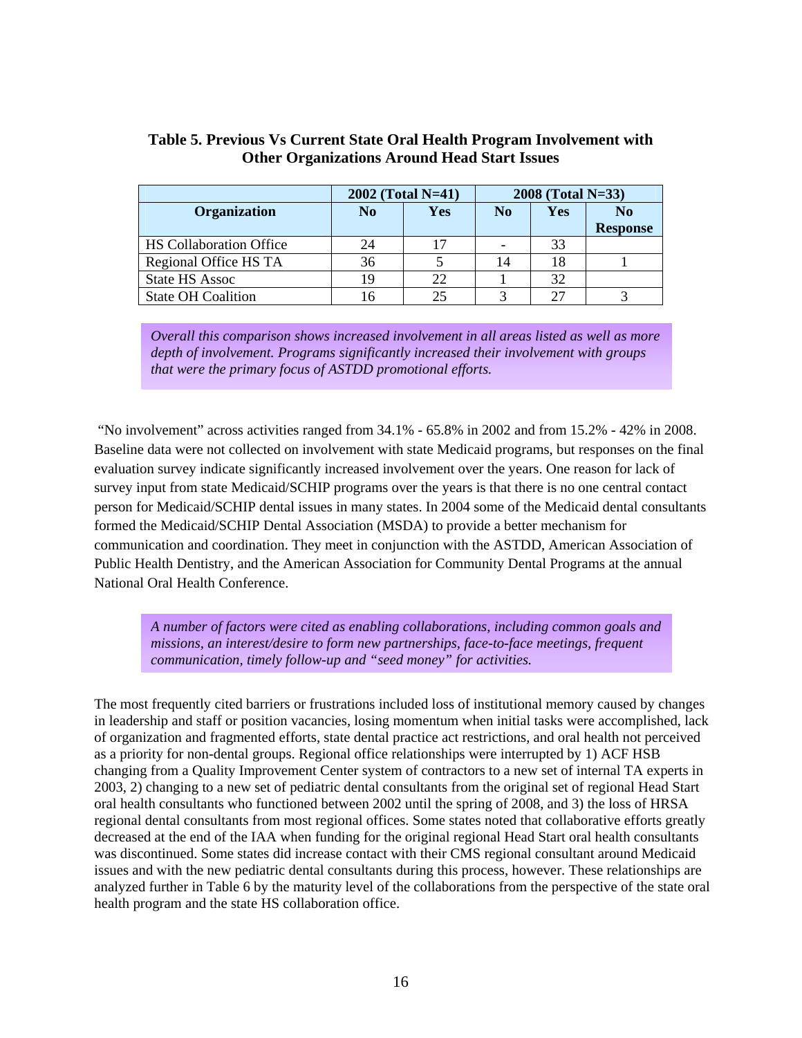**Table 5. Previous Vs Current State Oral Health Program Involvement with Other Organizations Around Head Start Issues**

| | 2002 (Total N=41) | | 2008 (Total N=33) | | |
|---|---|---|---|---|---|
| Organization | No | Yes | No | Yes | No Response |
| HS Collaboration Office | 24 | 17 | - | 33 | |
| Regional Office HS TA | 36 | 5 | 14 | 18 | 1 |
| State HS Assoc | 19 | 22 | 1 | 32 | |
| State OH Coalition | 16 | 25 | 3 | 27 | 3 |

*Overall this comparison shows increased involvement in all areas listed as well as more depth of involvement. Programs significantly increased their involvement with groups that were the primary focus of ASTDD promotional efforts.*

"No involvement" across activities ranged from 34.1% - 65.8% in 2002 and from 15.2% - 42% in 2008. Baseline data were not collected on involvement with state Medicaid programs, but responses on the final evaluation survey indicate significantly increased involvement over the years. One reason for lack of survey input from state Medicaid/SCHIP programs over the years is that there is no one central contact person for Medicaid/SCHIP dental issues in many states. In 2004 some of the Medicaid dental consultants formed the Medicaid/SCHIP Dental Association (MSDA) to provide a better mechanism for communication and coordination. They meet in conjunction with the ASTDD, American Association of Public Health Dentistry, and the American Association for Community Dental Programs at the annual National Oral Health Conference.

*A number of factors were cited as enabling collaborations, including common goals and missions, an interest/desire to form new partnerships, face-to-face meetings, frequent communication, timely follow-up and "seed money" for activities.*

The most frequently cited barriers or frustrations included loss of institutional memory caused by changes in leadership and staff or position vacancies, losing momentum when initial tasks were accomplished, lack of organization and fragmented efforts, state dental practice act restrictions, and oral health not perceived as a priority for non-dental groups. Regional office relationships were interrupted by 1) ACF HSB changing from a Quality Improvement Center system of contractors to a new set of internal TA experts in 2003, 2) changing to a new set of pediatric dental consultants from the original set of regional Head Start oral health consultants who functioned between 2002 until the spring of 2008, and 3) the loss of HRSA regional dental consultants from most regional offices. Some states noted that collaborative efforts greatly decreased at the end of the IAA when funding for the original regional Head Start oral health consultants was discontinued. Some states did increase contact with their CMS regional consultant around Medicaid issues and with the new pediatric dental consultants during this process, however. These relationships are analyzed further in Table 6 by the maturity level of the collaborations from the perspective of the state oral health program and the state HS collaboration office.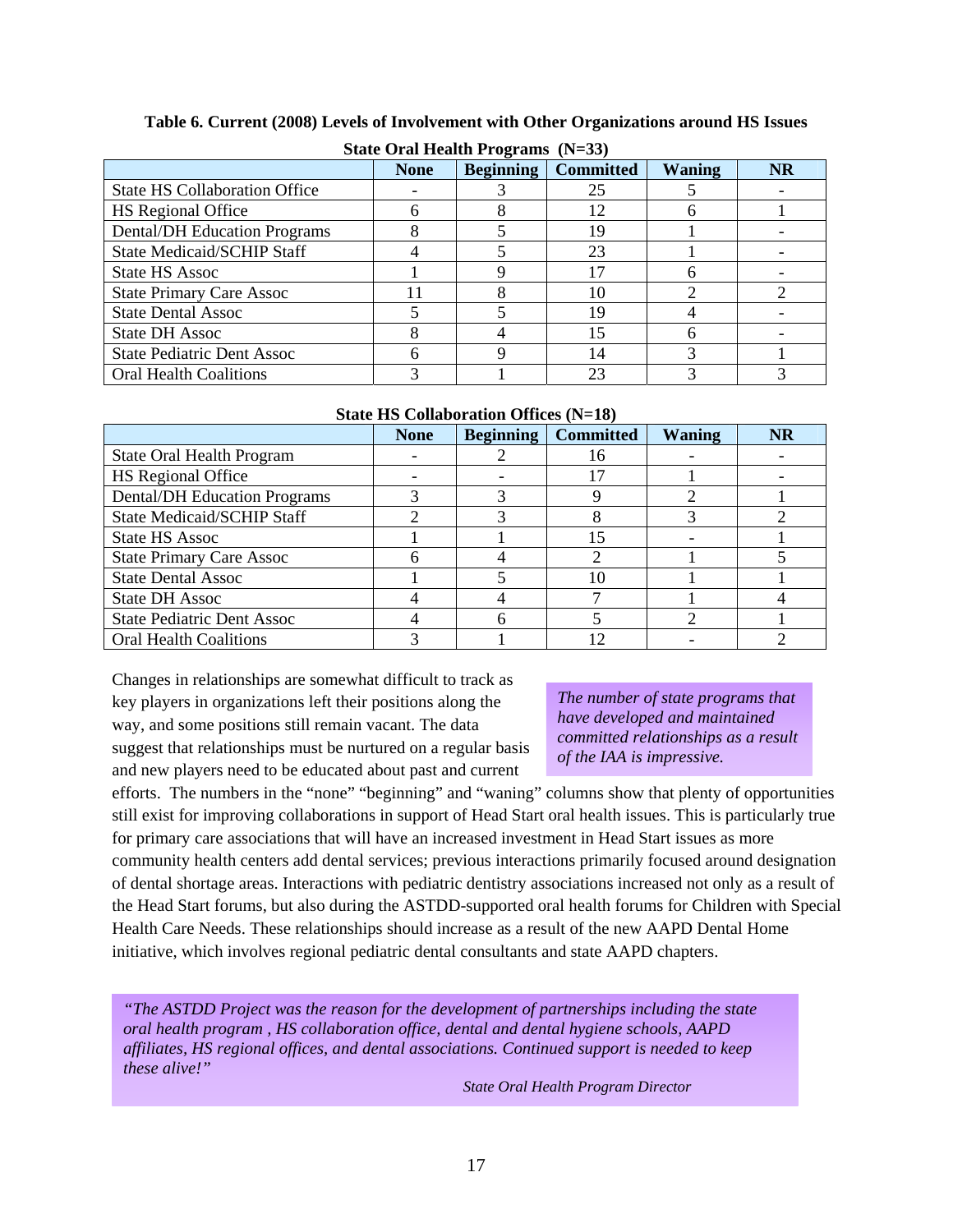**Table 6. Current (2008) Levels of Involvement with Other Organizations around HS Issues**

**State Oral Health Programs (N=33)**

| | None | Beginning | Committed | Waning | NR |
|---|---|---|---|---|---|
| State HS Collaboration Office | - | 3 | 25 | 5 | - |
| HS Regional Office | 6 | 8 | 12 | 6 | 1 |
| Dental/DH Education Programs | 8 | 5 | 19 | 1 | - |
| State Medicaid/SCHIP Staff | 4 | 5 | 23 | 1 | - |
| State HS Assoc | 1 | 9 | 17 | 6 | - |
| State Primary Care Assoc | 11 | 8 | 10 | 2 | 2 |
| State Dental Assoc | 5 | 5 | 19 | 4 | - |
| State DH Assoc | 8 | 4 | 15 | 6 | - |
| State Pediatric Dent Assoc | 6 | 9 | 14 | 3 | 1 |
| Oral Health Coalitions | 3 | 1 | 23 | 3 | 3 |

**State HS Collaboration Offices (N=18)**

| | None | Beginning | Committed | Waning | NR |
|---|---|---|---|---|---|
| State Oral Health Program | - | 2 | 16 | - | - |
| HS Regional Office | - | - | 17 | 1 | - |
| Dental/DH Education Programs | 3 | 3 | 9 | 2 | 1 |
| State Medicaid/SCHIP Staff | 2 | 3 | 8 | 3 | 2 |
| State HS Assoc | 1 | 1 | 15 | - | 1 |
| State Primary Care Assoc | 6 | 4 | 2 | 1 | 5 |
| State Dental Assoc | 1 | 5 | 10 | 1 | 1 |
| State DH Assoc | 4 | 4 | 7 | 1 | 4 |
| State Pediatric Dent Assoc | 4 | 6 | 5 | 2 | 1 |
| Oral Health Coalitions | 3 | 1 | 12 | - | 2 |

*The number of state programs that have developed and maintained committed relationships as a result of the IAA is impressive.*

Changes in relationships are somewhat difficult to track as key players in organizations left their positions along the way, and some positions still remain vacant. The data suggest that relationships must be nurtured on a regular basis and new players need to be educated about past and current efforts. The numbers in the "none" "beginning" and "waning" columns show that plenty of opportunities still exist for improving collaborations in support of Head Start oral health issues. This is particularly true for primary care associations that will have an increased investment in Head Start issues as more community health centers add dental services; previous interactions primarily focused around designation of dental shortage areas. Interactions with pediatric dentistry associations increased not only as a result of the Head Start forums, but also during the ASTDD-supported oral health forums for Children with Special Health Care Needs. These relationships should increase as a result of the new AAPD Dental Home initiative, which involves regional pediatric dental consultants and state AAPD chapters.

*"The ASTDD Project was the reason for the development of partnerships including the state oral health program , HS collaboration office, dental and dental hygiene schools, AAPD affiliates, HS regional offices, and dental associations. Continued support is needed to keep these alive!"*

*State Oral Health Program Director*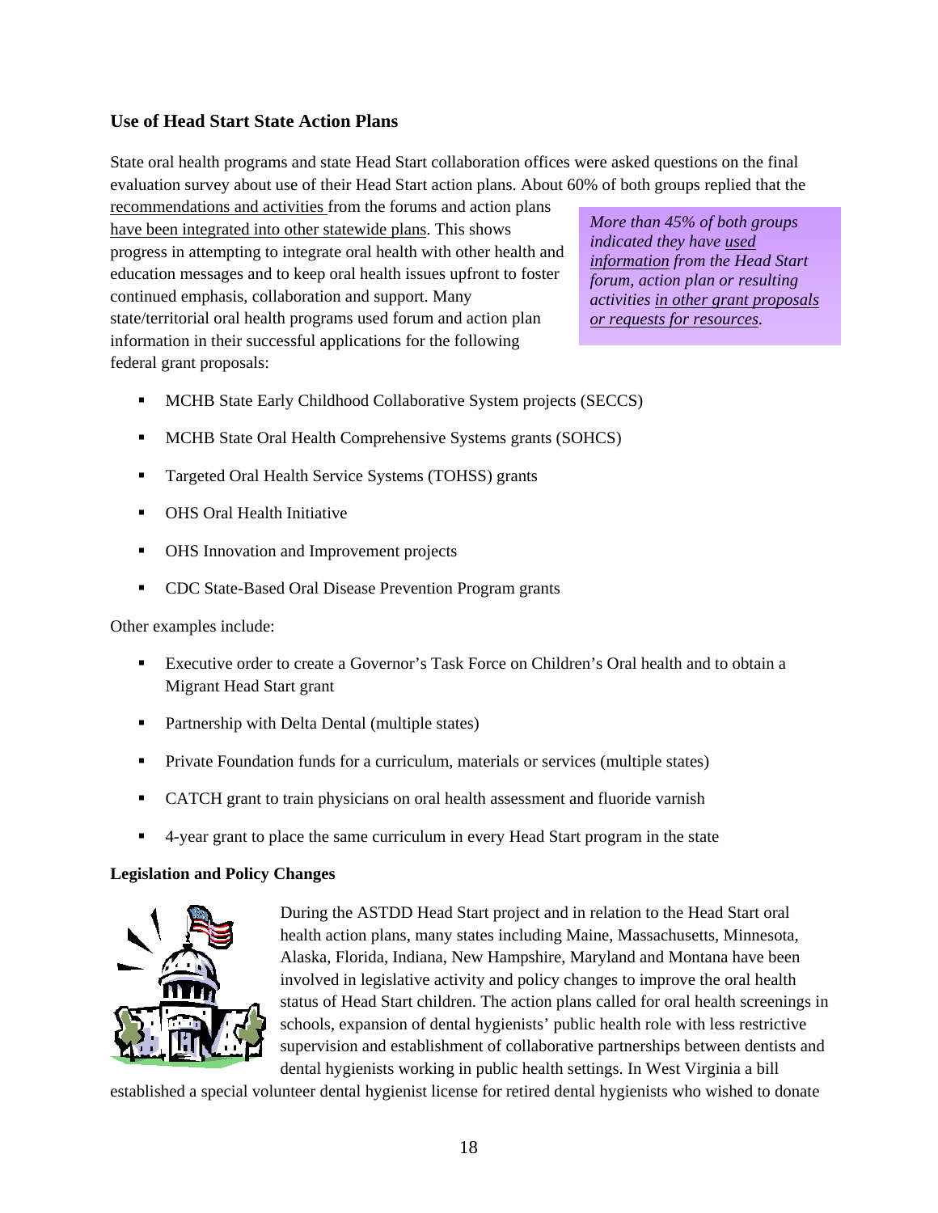## Use of Head Start State Action Plans

State oral health programs and state Head Start collaboration offices were asked questions on the final evaluation survey about use of their Head Start action plans. About 60% of both groups replied that the <u>recommendations and activities</u> from the forums and action plans <u>have been integrated into other statewide plans</u>. This shows progress in attempting to integrate oral health with other health and education messages and to keep oral health issues upfront to foster continued emphasis, collaboration and support. Many state/territorial oral health programs used forum and action plan information in their successful applications for the following federal grant proposals:

*More than 45% of both groups indicated they have <u>used information</u> from the Head Start forum, action plan or resulting activities <u>in other grant proposals or requests for resources</u>.*

- MCHB State Early Childhood Collaborative System projects (SECCS)
- MCHB State Oral Health Comprehensive Systems grants (SOHCS)
- Targeted Oral Health Service Systems (TOHSS) grants
- OHS Oral Health Initiative
- OHS Innovation and Improvement projects
- CDC State-Based Oral Disease Prevention Program grants

Other examples include:

- Executive order to create a Governor's Task Force on Children's Oral health and to obtain a Migrant Head Start grant
- Partnership with Delta Dental (multiple states)
- Private Foundation funds for a curriculum, materials or services (multiple states)
- CATCH grant to train physicians on oral health assessment and fluoride varnish
- 4-year grant to place the same curriculum in every Head Start program in the state

**Legislation and Policy Changes**

During the ASTDD Head Start project and in relation to the Head Start oral health action plans, many states including Maine, Massachusetts, Minnesota, Alaska, Florida, Indiana, New Hampshire, Maryland and Montana have been involved in legislative activity and policy changes to improve the oral health status of Head Start children. The action plans called for oral health screenings in schools, expansion of dental hygienists' public health role with less restrictive supervision and establishment of collaborative partnerships between dentists and dental hygienists working in public health settings. In West Virginia a bill established a special volunteer dental hygienist license for retired dental hygienists who wished to donate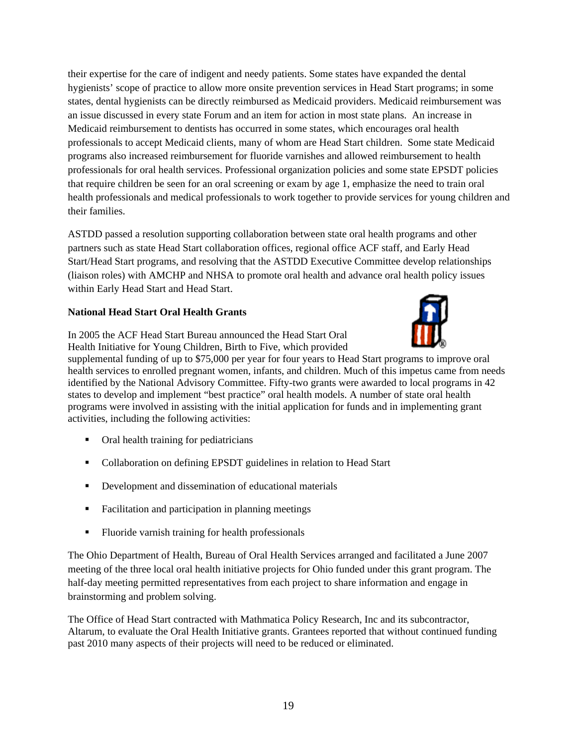their expertise for the care of indigent and needy patients. Some states have expanded the dental hygienists' scope of practice to allow more onsite prevention services in Head Start programs; in some states, dental hygienists can be directly reimbursed as Medicaid providers. Medicaid reimbursement was an issue discussed in every state Forum and an item for action in most state plans. An increase in Medicaid reimbursement to dentists has occurred in some states, which encourages oral health professionals to accept Medicaid clients, many of whom are Head Start children. Some state Medicaid programs also increased reimbursement for fluoride varnishes and allowed reimbursement to health professionals for oral health services. Professional organization policies and some state EPSDT policies that require children be seen for an oral screening or exam by age 1, emphasize the need to train oral health professionals and medical professionals to work together to provide services for young children and their families.

ASTDD passed a resolution supporting collaboration between state oral health programs and other partners such as state Head Start collaboration offices, regional office ACF staff, and Early Head Start/Head Start programs, and resolving that the ASTDD Executive Committee develop relationships (liaison roles) with AMCHP and NHSA to promote oral health and advance oral health policy issues within Early Head Start and Head Start.

**National Head Start Oral Health Grants**

In 2005 the ACF Head Start Bureau announced the Head Start Oral Health Initiative for Young Children, Birth to Five, which provided supplemental funding of up to $75,000 per year for four years to Head Start programs to improve oral health services to enrolled pregnant women, infants, and children. Much of this impetus came from needs identified by the National Advisory Committee. Fifty-two grants were awarded to local programs in 42 states to develop and implement "best practice" oral health models. A number of state oral health programs were involved in assisting with the initial application for funds and in implementing grant activities, including the following activities:

- Oral health training for pediatricians
- Collaboration on defining EPSDT guidelines in relation to Head Start
- Development and dissemination of educational materials
- Facilitation and participation in planning meetings
- Fluoride varnish training for health professionals

The Ohio Department of Health, Bureau of Oral Health Services arranged and facilitated a June 2007 meeting of the three local oral health initiative projects for Ohio funded under this grant program. The half-day meeting permitted representatives from each project to share information and engage in brainstorming and problem solving.

The Office of Head Start contracted with Mathmatica Policy Research, Inc and its subcontractor, Altarum, to evaluate the Oral Health Initiative grants. Grantees reported that without continued funding past 2010 many aspects of their projects will need to be reduced or eliminated.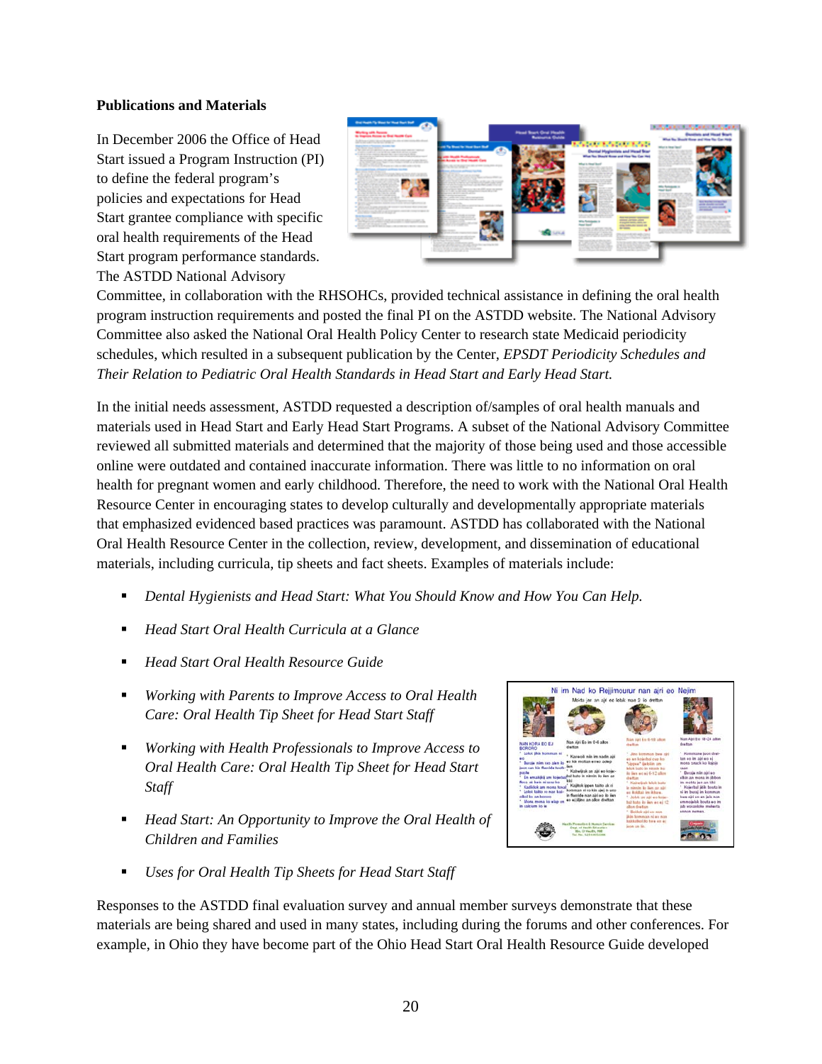**Publications and Materials**

In December 2006 the Office of Head Start issued a Program Instruction (PI) to define the federal program's policies and expectations for Head Start grantee compliance with specific oral health requirements of the Head Start program performance standards. The ASTDD National Advisory Committee, in collaboration with the RHSOHCs, provided technical assistance in defining the oral health program instruction requirements and posted the final PI on the ASTDD website. The National Advisory Committee also asked the National Oral Health Policy Center to research state Medicaid periodicity schedules, which resulted in a subsequent publication by the Center, *EPSDT Periodicity Schedules and Their Relation to Pediatric Oral Health Standards in Head Start and Early Head Start.*

In the initial needs assessment, ASTDD requested a description of/samples of oral health manuals and materials used in Head Start and Early Head Start Programs. A subset of the National Advisory Committee reviewed all submitted materials and determined that the majority of those being used and those accessible online were outdated and contained inaccurate information. There was little to no information on oral health for pregnant women and early childhood. Therefore, the need to work with the National Oral Health Resource Center in encouraging states to develop culturally and developmentally appropriate materials that emphasized evidenced based practices was paramount. ASTDD has collaborated with the National Oral Health Resource Center in the collection, review, development, and dissemination of educational materials, including curricula, tip sheets and fact sheets. Examples of materials include:

- *Dental Hygienists and Head Start: What You Should Know and How You Can Help.*
- *Head Start Oral Health Curricula at a Glance*
- *Head Start Oral Health Resource Guide*
- *Working with Parents to Improve Access to Oral Health Care: Oral Health Tip Sheet for Head Start Staff*
- *Working with Health Professionals to Improve Access to Oral Health Care: Oral Health Tip Sheet for Head Start Staff*
- *Head Start: An Opportunity to Improve the Oral Health of Children and Families*
- *Uses for Oral Health Tip Sheets for Head Start Staff*

Responses to the ASTDD final evaluation survey and annual member surveys demonstrate that these materials are being shared and used in many states, including during the forums and other conferences. For example, in Ohio they have become part of the Ohio Head Start Oral Health Resource Guide developed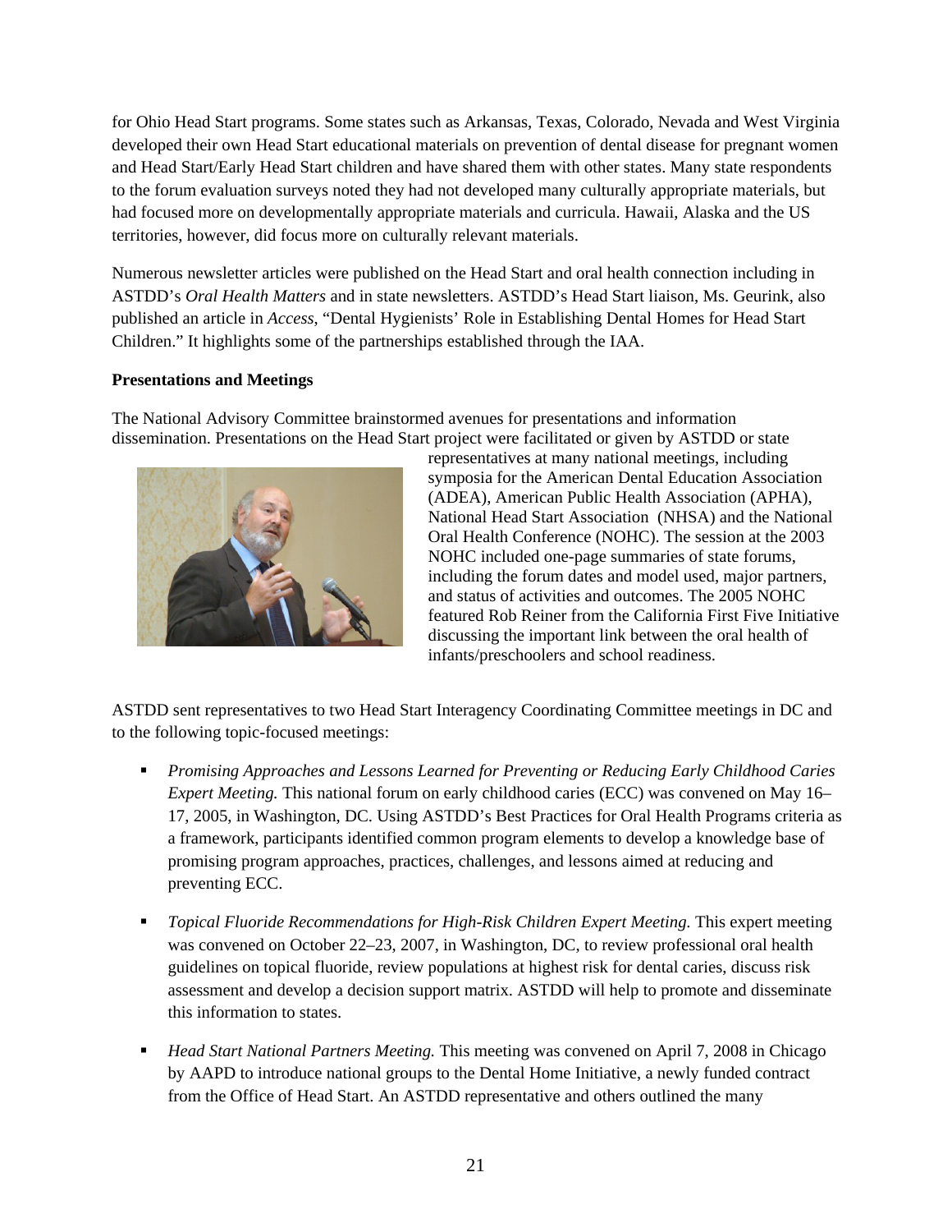for Ohio Head Start programs. Some states such as Arkansas, Texas, Colorado, Nevada and West Virginia developed their own Head Start educational materials on prevention of dental disease for pregnant women and Head Start/Early Head Start children and have shared them with other states. Many state respondents to the forum evaluation surveys noted they had not developed many culturally appropriate materials, but had focused more on developmentally appropriate materials and curricula. Hawaii, Alaska and the US territories, however, did focus more on culturally relevant materials.

Numerous newsletter articles were published on the Head Start and oral health connection including in ASTDD's *Oral Health Matters* and in state newsletters. ASTDD's Head Start liaison, Ms. Geurink, also published an article in *Access*, "Dental Hygienists' Role in Establishing Dental Homes for Head Start Children." It highlights some of the partnerships established through the IAA.

**Presentations and Meetings**

The National Advisory Committee brainstormed avenues for presentations and information dissemination. Presentations on the Head Start project were facilitated or given by ASTDD or state representatives at many national meetings, including symposia for the American Dental Education Association (ADEA), American Public Health Association (APHA), National Head Start Association (NHSA) and the National Oral Health Conference (NOHC). The session at the 2003 NOHC included one-page summaries of state forums, including the forum dates and model used, major partners, and status of activities and outcomes. The 2005 NOHC featured Rob Reiner from the California First Five Initiative discussing the important link between the oral health of infants/preschoolers and school readiness.

ASTDD sent representatives to two Head Start Interagency Coordinating Committee meetings in DC and to the following topic-focused meetings:

- *Promising Approaches and Lessons Learned for Preventing or Reducing Early Childhood Caries Expert Meeting.* This national forum on early childhood caries (ECC) was convened on May 16–17, 2005, in Washington, DC. Using ASTDD's Best Practices for Oral Health Programs criteria as a framework, participants identified common program elements to develop a knowledge base of promising program approaches, practices, challenges, and lessons aimed at reducing and preventing ECC.

- *Topical Fluoride Recommendations for High-Risk Children Expert Meeting.* This expert meeting was convened on October 22–23, 2007, in Washington, DC, to review professional oral health guidelines on topical fluoride, review populations at highest risk for dental caries, discuss risk assessment and develop a decision support matrix. ASTDD will help to promote and disseminate this information to states.

- *Head Start National Partners Meeting.* This meeting was convened on April 7, 2008 in Chicago by AAPD to introduce national groups to the Dental Home Initiative, a newly funded contract from the Office of Head Start. An ASTDD representative and others outlined the many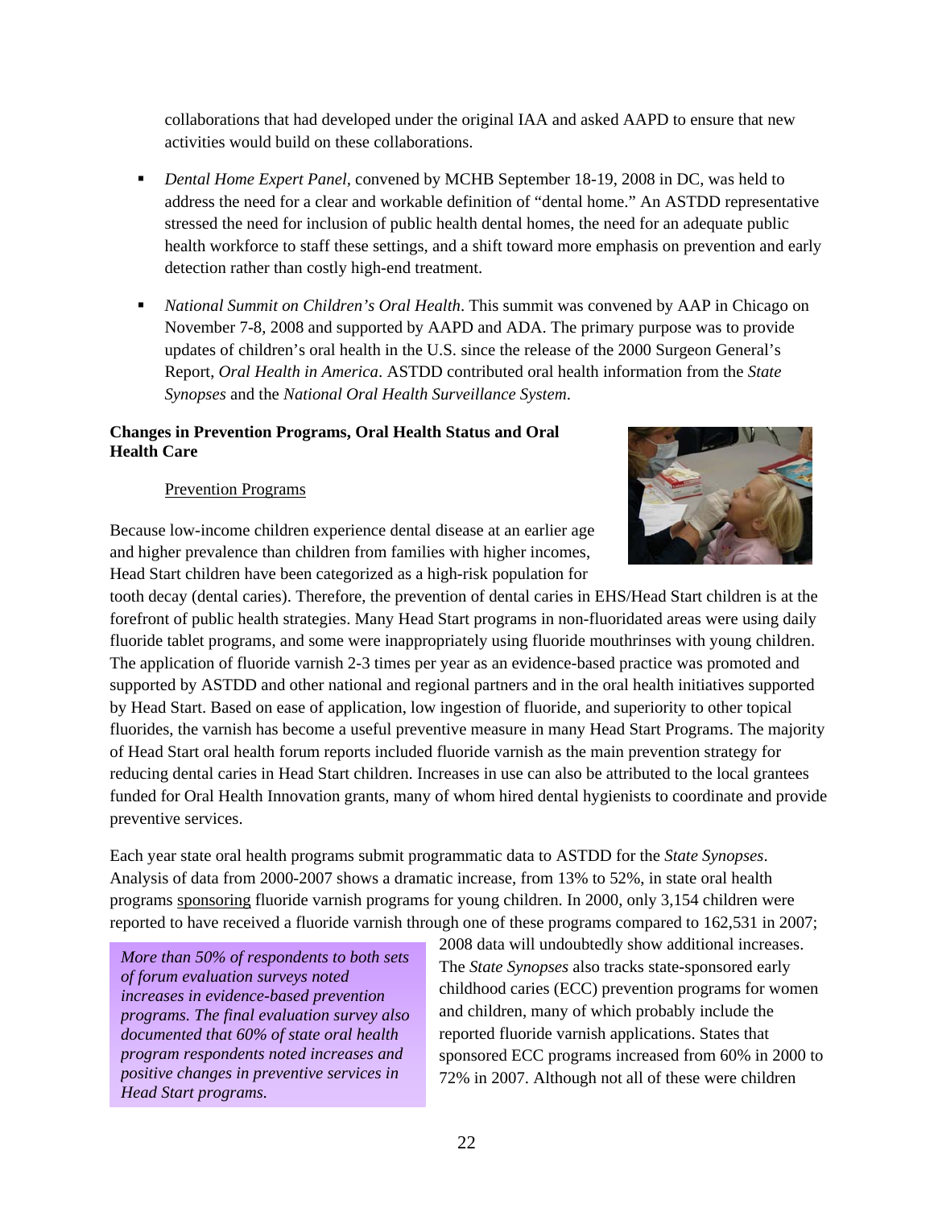collaborations that had developed under the original IAA and asked AAPD to ensure that new activities would build on these collaborations.

- *Dental Home Expert Panel*, convened by MCHB September 18-19, 2008 in DC, was held to address the need for a clear and workable definition of "dental home." An ASTDD representative stressed the need for inclusion of public health dental homes, the need for an adequate public health workforce to staff these settings, and a shift toward more emphasis on prevention and early detection rather than costly high-end treatment.

- *National Summit on Children's Oral Health*. This summit was convened by AAP in Chicago on November 7-8, 2008 and supported by AAPD and ADA. The primary purpose was to provide updates of children's oral health in the U.S. since the release of the 2000 Surgeon General's Report, *Oral Health in America*. ASTDD contributed oral health information from the *State Synopses* and the *National Oral Health Surveillance System*.

**Changes in Prevention Programs, Oral Health Status and Oral Health Care**

Prevention Programs

Because low-income children experience dental disease at an earlier age and higher prevalence than children from families with higher incomes, Head Start children have been categorized as a high-risk population for tooth decay (dental caries). Therefore, the prevention of dental caries in EHS/Head Start children is at the forefront of public health strategies. Many Head Start programs in non-fluoridated areas were using daily fluoride tablet programs, and some were inappropriately using fluoride mouthrinses with young children. The application of fluoride varnish 2-3 times per year as an evidence-based practice was promoted and supported by ASTDD and other national and regional partners and in the oral health initiatives supported by Head Start. Based on ease of application, low ingestion of fluoride, and superiority to other topical fluorides, the varnish has become a useful preventive measure in many Head Start Programs. The majority of Head Start oral health forum reports included fluoride varnish as the main prevention strategy for reducing dental caries in Head Start children. Increases in use can also be attributed to the local grantees funded for Oral Health Innovation grants, many of whom hired dental hygienists to coordinate and provide preventive services.

Each year state oral health programs submit programmatic data to ASTDD for the *State Synopses*. Analysis of data from 2000-2007 shows a dramatic increase, from 13% to 52%, in state oral health programs sponsoring fluoride varnish programs for young children. In 2000, only 3,154 children were reported to have received a fluoride varnish through one of these programs compared to 162,531 in 2007; 2008 data will undoubtedly show additional increases. The *State Synopses* also tracks state-sponsored early childhood caries (ECC) prevention programs for women and children, many of which probably include the reported fluoride varnish applications. States that sponsored ECC programs increased from 60% in 2000 to 72% in 2007. Although not all of these were children

*More than 50% of respondents to both sets of forum evaluation surveys noted increases in evidence-based prevention programs. The final evaluation survey also documented that 60% of state oral health program respondents noted increases and positive changes in preventive services in Head Start programs.*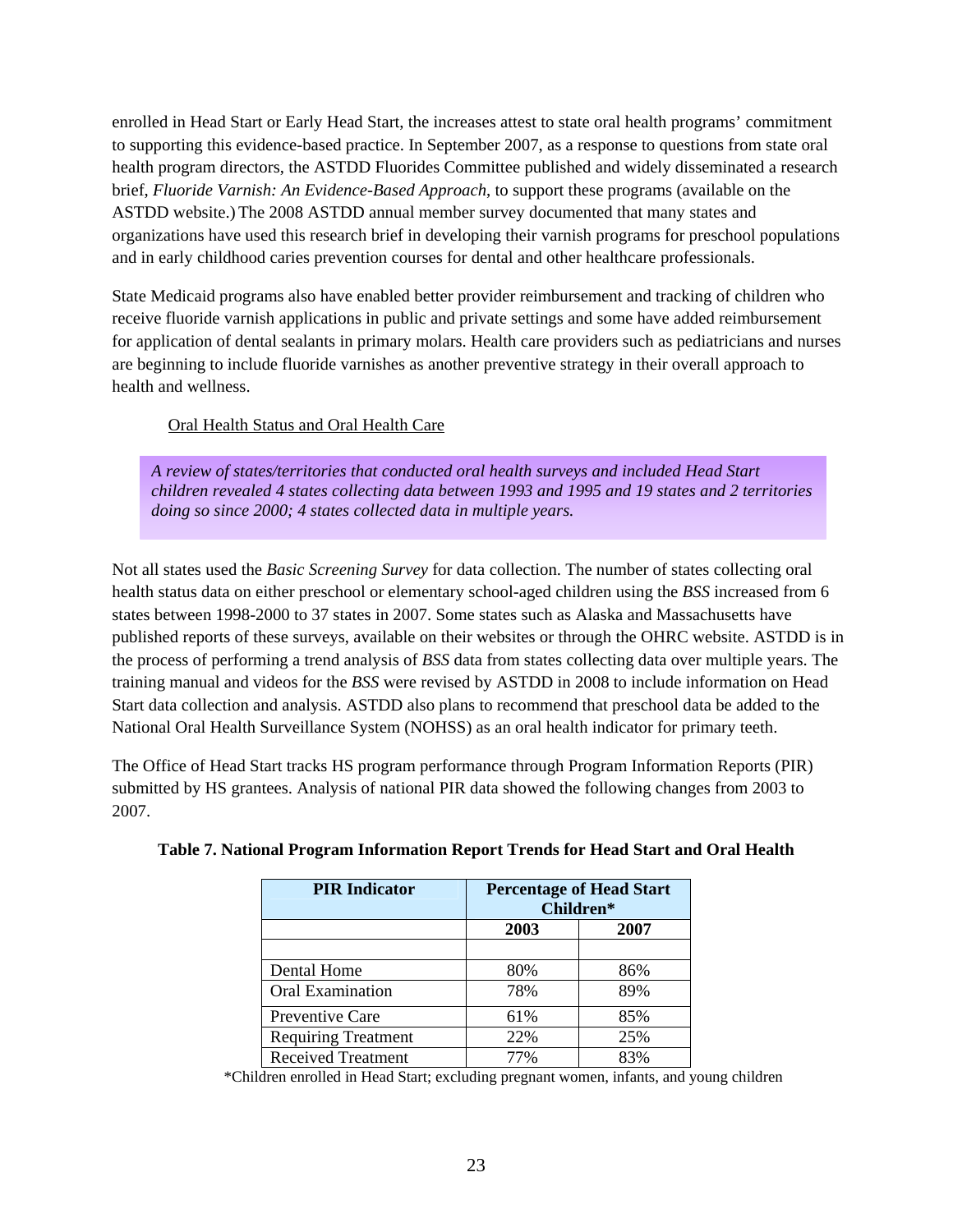enrolled in Head Start or Early Head Start, the increases attest to state oral health programs' commitment to supporting this evidence-based practice. In September 2007, as a response to questions from state oral health program directors, the ASTDD Fluorides Committee published and widely disseminated a research brief, *Fluoride Varnish: An Evidence-Based Approach*, to support these programs (available on the ASTDD website.) The 2008 ASTDD annual member survey documented that many states and organizations have used this research brief in developing their varnish programs for preschool populations and in early childhood caries prevention courses for dental and other healthcare professionals.

State Medicaid programs also have enabled better provider reimbursement and tracking of children who receive fluoride varnish applications in public and private settings and some have added reimbursement for application of dental sealants in primary molars. Health care providers such as pediatricians and nurses are beginning to include fluoride varnishes as another preventive strategy in their overall approach to health and wellness.

Oral Health Status and Oral Health Care

*A review of states/territories that conducted oral health surveys and included Head Start children revealed 4 states collecting data between 1993 and 1995 and 19 states and 2 territories doing so since 2000; 4 states collected data in multiple years.*

Not all states used the *Basic Screening Survey* for data collection. The number of states collecting oral health status data on either preschool or elementary school-aged children using the *BSS* increased from 6 states between 1998-2000 to 37 states in 2007. Some states such as Alaska and Massachusetts have published reports of these surveys, available on their websites or through the OHRC website. ASTDD is in the process of performing a trend analysis of *BSS* data from states collecting data over multiple years. The training manual and videos for the *BSS* were revised by ASTDD in 2008 to include information on Head Start data collection and analysis. ASTDD also plans to recommend that preschool data be added to the National Oral Health Surveillance System (NOHSS) as an oral health indicator for primary teeth.

The Office of Head Start tracks HS program performance through Program Information Reports (PIR) submitted by HS grantees. Analysis of national PIR data showed the following changes from 2003 to 2007.

**Table 7. National Program Information Report Trends for Head Start and Oral Health**

| PIR Indicator | Percentage of Head Start Children* | |
|---|---|---|
| | 2003 | 2007 |
| | | |
| Dental Home | 80% | 86% |
| Oral Examination | 78% | 89% |
| Preventive Care | 61% | 85% |
| Requiring Treatment | 22% | 25% |
| Received Treatment | 77% | 83% |

*Children enrolled in Head Start; excluding pregnant women, infants, and young children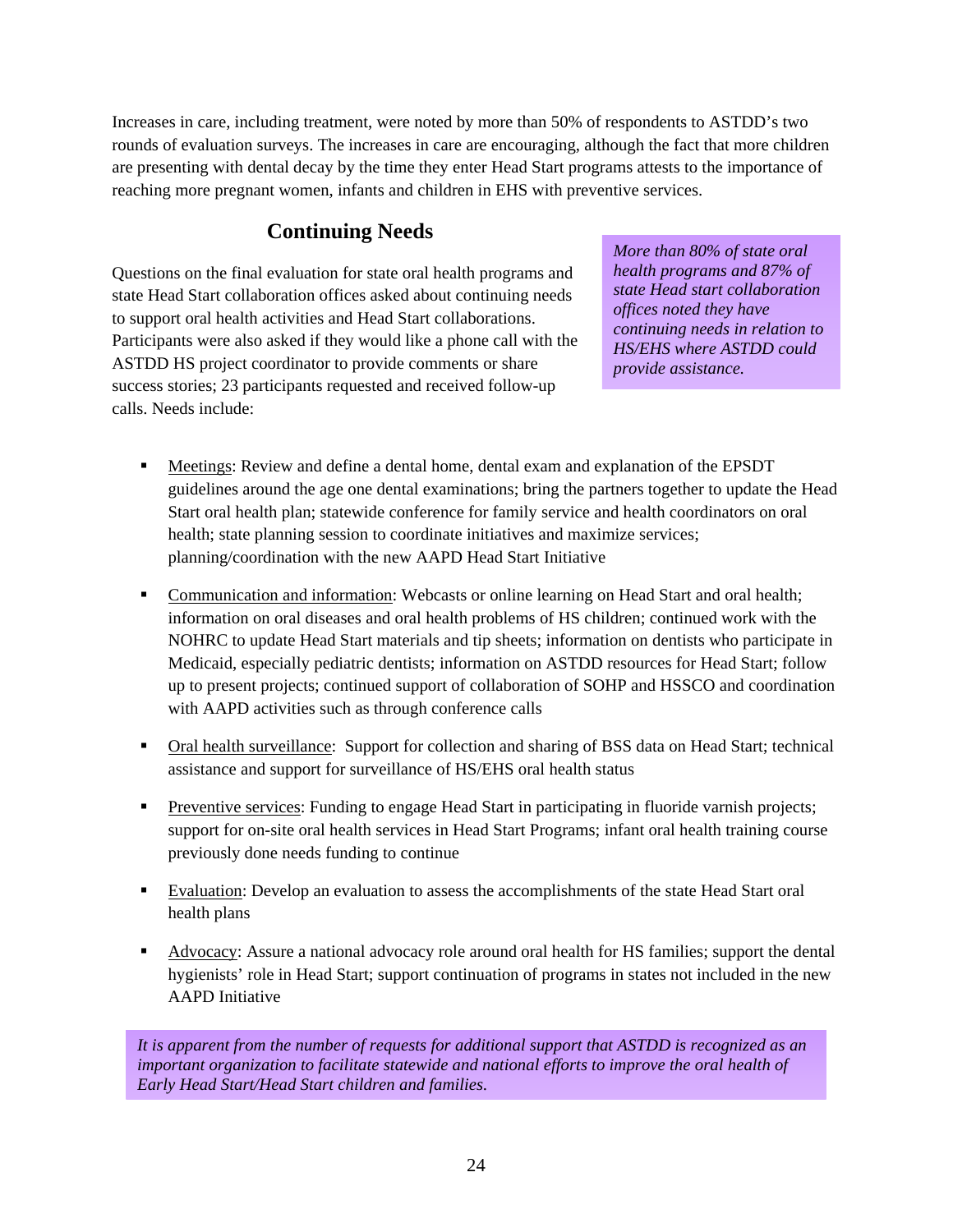Increases in care, including treatment, were noted by more than 50% of respondents to ASTDD's two rounds of evaluation surveys. The increases in care are encouraging, although the fact that more children are presenting with dental decay by the time they enter Head Start programs attests to the importance of reaching more pregnant women, infants and children in EHS with preventive services.

## Continuing Needs

*More than 80% of state oral health programs and 87% of state Head start collaboration offices noted they have continuing needs in relation to HS/EHS where ASTDD could provide assistance.*

Questions on the final evaluation for state oral health programs and state Head Start collaboration offices asked about continuing needs to support oral health activities and Head Start collaborations. Participants were also asked if they would like a phone call with the ASTDD HS project coordinator to provide comments or share success stories; 23 participants requested and received follow-up calls. Needs include:

- Meetings: Review and define a dental home, dental exam and explanation of the EPSDT guidelines around the age one dental examinations; bring the partners together to update the Head Start oral health plan; statewide conference for family service and health coordinators on oral health; state planning session to coordinate initiatives and maximize services; planning/coordination with the new AAPD Head Start Initiative

- Communication and information: Webcasts or online learning on Head Start and oral health; information on oral diseases and oral health problems of HS children; continued work with the NOHRC to update Head Start materials and tip sheets; information on dentists who participate in Medicaid, especially pediatric dentists; information on ASTDD resources for Head Start; follow up to present projects; continued support of collaboration of SOHP and HSSCO and coordination with AAPD activities such as through conference calls

- Oral health surveillance: Support for collection and sharing of BSS data on Head Start; technical assistance and support for surveillance of HS/EHS oral health status

- Preventive services: Funding to engage Head Start in participating in fluoride varnish projects; support for on-site oral health services in Head Start Programs; infant oral health training course previously done needs funding to continue

- Evaluation: Develop an evaluation to assess the accomplishments of the state Head Start oral health plans

- Advocacy: Assure a national advocacy role around oral health for HS families; support the dental hygienists' role in Head Start; support continuation of programs in states not included in the new AAPD Initiative

*It is apparent from the number of requests for additional support that ASTDD is recognized as an important organization to facilitate statewide and national efforts to improve the oral health of Early Head Start/Head Start children and families.*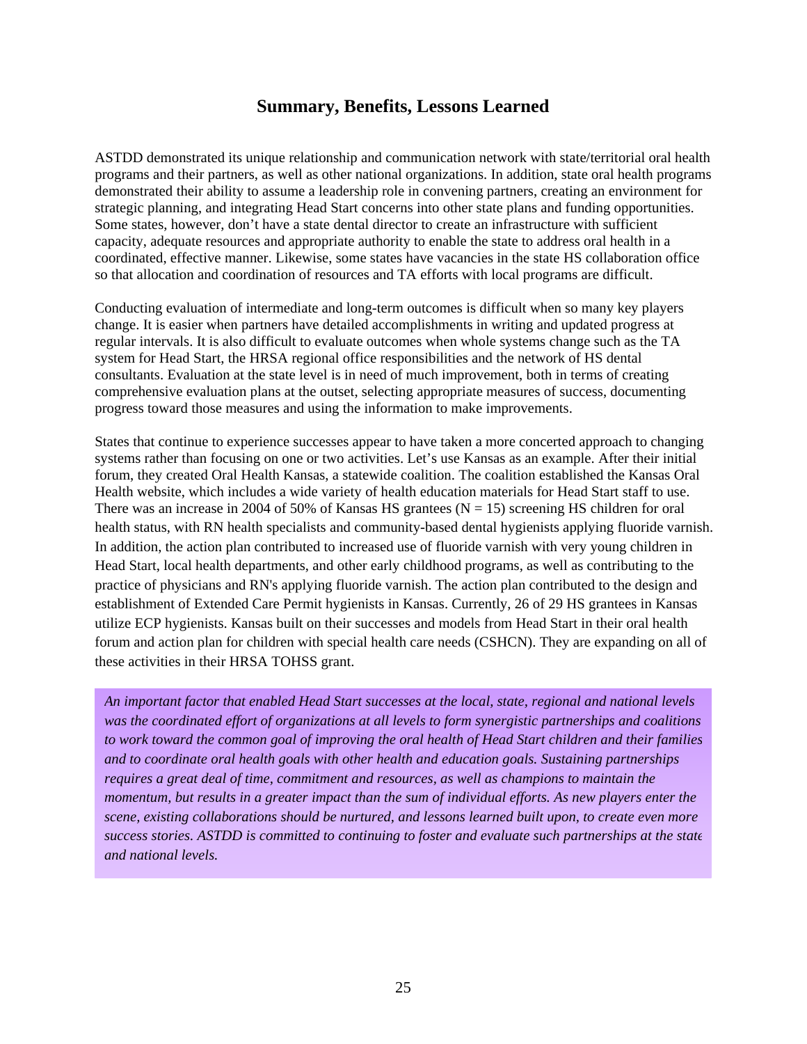## Summary, Benefits, Lessons Learned

ASTDD demonstrated its unique relationship and communication network with state/territorial oral health programs and their partners, as well as other national organizations. In addition, state oral health programs demonstrated their ability to assume a leadership role in convening partners, creating an environment for strategic planning, and integrating Head Start concerns into other state plans and funding opportunities. Some states, however, don't have a state dental director to create an infrastructure with sufficient capacity, adequate resources and appropriate authority to enable the state to address oral health in a coordinated, effective manner. Likewise, some states have vacancies in the state HS collaboration office so that allocation and coordination of resources and TA efforts with local programs are difficult.

Conducting evaluation of intermediate and long-term outcomes is difficult when so many key players change. It is easier when partners have detailed accomplishments in writing and updated progress at regular intervals. It is also difficult to evaluate outcomes when whole systems change such as the TA system for Head Start, the HRSA regional office responsibilities and the network of HS dental consultants. Evaluation at the state level is in need of much improvement, both in terms of creating comprehensive evaluation plans at the outset, selecting appropriate measures of success, documenting progress toward those measures and using the information to make improvements.

States that continue to experience successes appear to have taken a more concerted approach to changing systems rather than focusing on one or two activities. Let's use Kansas as an example. After their initial forum, they created Oral Health Kansas, a statewide coalition. The coalition established the Kansas Oral Health website, which includes a wide variety of health education materials for Head Start staff to use. There was an increase in 2004 of 50% of Kansas HS grantees (N = 15) screening HS children for oral health status, with RN health specialists and community-based dental hygienists applying fluoride varnish. In addition, the action plan contributed to increased use of fluoride varnish with very young children in Head Start, local health departments, and other early childhood programs, as well as contributing to the practice of physicians and RN's applying fluoride varnish. The action plan contributed to the design and establishment of Extended Care Permit hygienists in Kansas. Currently, 26 of 29 HS grantees in Kansas utilize ECP hygienists. Kansas built on their successes and models from Head Start in their oral health forum and action plan for children with special health care needs (CSHCN). They are expanding on all of these activities in their HRSA TOHSS grant.

*An important factor that enabled Head Start successes at the local, state, regional and national levels was the coordinated effort of organizations at all levels to form synergistic partnerships and coalitions to work toward the common goal of improving the oral health of Head Start children and their families and to coordinate oral health goals with other health and education goals. Sustaining partnerships requires a great deal of time, commitment and resources, as well as champions to maintain the momentum, but results in a greater impact than the sum of individual efforts. As new players enter the scene, existing collaborations should be nurtured, and lessons learned built upon, to create even more success stories. ASTDD is committed to continuing to foster and evaluate such partnerships at the state and national levels.*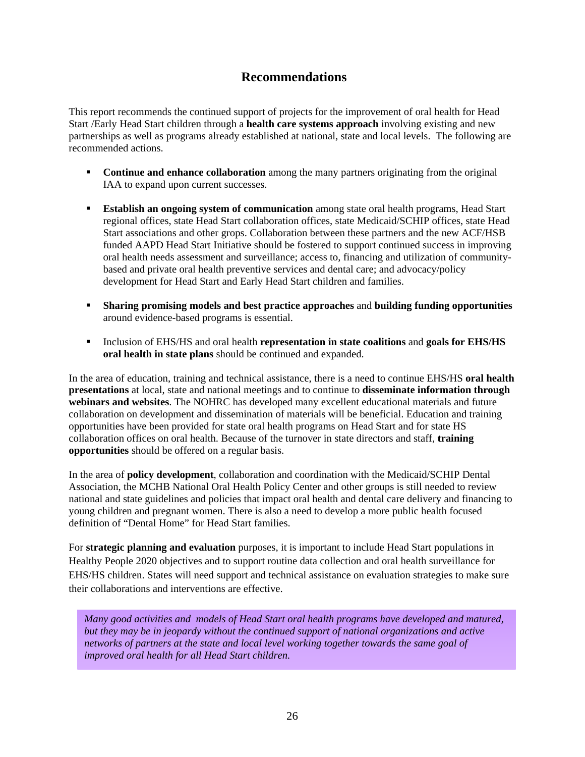## Recommendations

This report recommends the continued support of projects for the improvement of oral health for Head Start /Early Head Start children through a **health care systems approach** involving existing and new partnerships as well as programs already established at national, state and local levels. The following are recommended actions.

- **Continue and enhance collaboration** among the many partners originating from the original IAA to expand upon current successes.
- **Establish an ongoing system of communication** among state oral health programs, Head Start regional offices, state Head Start collaboration offices, state Medicaid/SCHIP offices, state Head Start associations and other grops. Collaboration between these partners and the new ACF/HSB funded AAPD Head Start Initiative should be fostered to support continued success in improving oral health needs assessment and surveillance; access to, financing and utilization of community-based and private oral health preventive services and dental care; and advocacy/policy development for Head Start and Early Head Start children and families.
- **Sharing promising models and best practice approaches** and **building funding opportunities** around evidence-based programs is essential.
- Inclusion of EHS/HS and oral health **representation in state coalitions** and **goals for EHS/HS oral health in state plans** should be continued and expanded.

In the area of education, training and technical assistance, there is a need to continue EHS/HS **oral health presentations** at local, state and national meetings and to continue to **disseminate information through webinars and websites**. The NOHRC has developed many excellent educational materials and future collaboration on development and dissemination of materials will be beneficial. Education and training opportunities have been provided for state oral health programs on Head Start and for state HS collaboration offices on oral health. Because of the turnover in state directors and staff, **training opportunities** should be offered on a regular basis.

In the area of **policy development**, collaboration and coordination with the Medicaid/SCHIP Dental Association, the MCHB National Oral Health Policy Center and other groups is still needed to review national and state guidelines and policies that impact oral health and dental care delivery and financing to young children and pregnant women. There is also a need to develop a more public health focused definition of "Dental Home" for Head Start families.

For **strategic planning and evaluation** purposes, it is important to include Head Start populations in Healthy People 2020 objectives and to support routine data collection and oral health surveillance for EHS/HS children. States will need support and technical assistance on evaluation strategies to make sure their collaborations and interventions are effective.

*Many good activities and models of Head Start oral health programs have developed and matured, but they may be in jeopardy without the continued support of national organizations and active networks of partners at the state and local level working together towards the same goal of improved oral health for all Head Start children.*